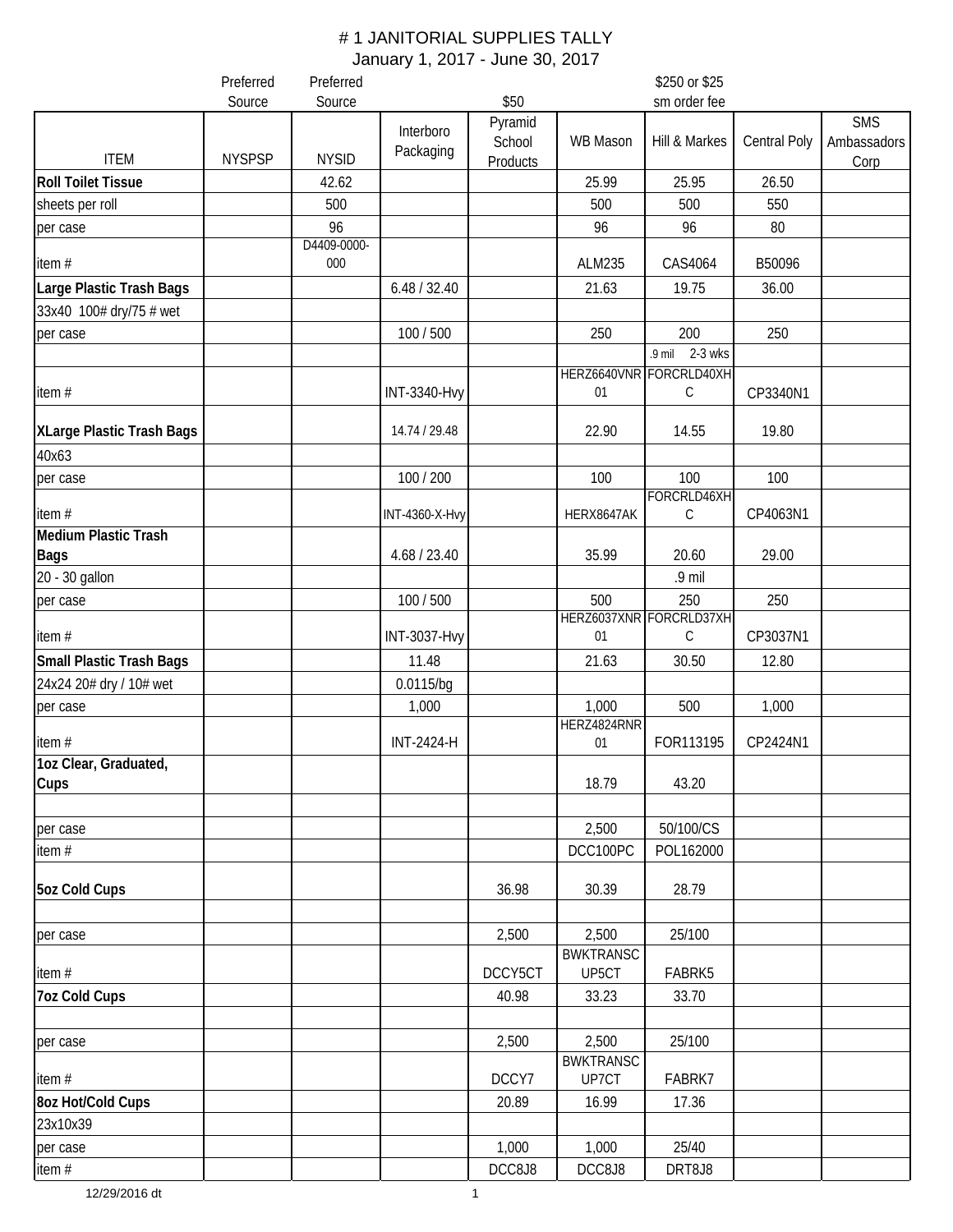# # 1 JANITORIAL SUPPLIES TALLY

January 1, 2017 - June 30, 2017

| ITEM | NYSPSP | NYSID | Interboro Packaging | Pyramid School Products | WB Mason | Hill & Markes | Central Poly | SMS Ambassadors Corp |
|---|---|---|---|---|---|---|---|---|
| | Preferred Source | Preferred Source | | $50 | | $250 or $25 sm order fee | | |
| **Roll Toilet Tissue** | | 42.62 | | | 25.99 | 25.95 | 26.50 | |
| sheets per roll | | 500 | | | 500 | 500 | 550 | |
| per case | | 96 | | | 96 | 96 | 80 | |
| item # | | D4409-0000-000 | | | ALM235 | CAS4064 | B50096 | |
| **Large Plastic Trash Bags** | | | 6.48 / 32.40 | | 21.63 | 19.75 | 36.00 | |
| 33x40 100# dry/75 # wet | | | | | | | | |
| per case | | | 100 / 500 | | 250 | 200 | 250 | |
| | | | | | | .9 mil 2-3 wks | | |
| item # | | | INT-3340-Hvy | | HERZ6640VNR01 | FORCRLD40XHC | CP3340N1 | |
| **XLarge Plastic Trash Bags** | | | 14.74 / 29.48 | | 22.90 | 14.55 | 19.80 | |
| 40x63 | | | | | | | | |
| per case | | | 100 / 200 | | 100 | 100 | 100 | |
| item # | | | INT-4360-X-Hvy | | HERX8647AK | FORCRLD46XHC | CP4063N1 | |
| **Medium Plastic Trash Bags** | | | 4.68 / 23.40 | | 35.99 | 20.60 | 29.00 | |
| 20 - 30 gallon | | | | | | .9 mil | | |
| per case | | | 100 / 500 | | 500 | 250 | 250 | |
| item # | | | INT-3037-Hvy | | HERZ6037XNR01 | FORCRLD37XHC | CP3037N1 | |
| **Small Plastic Trash Bags** | | | 11.48 | | 21.63 | 30.50 | 12.80 | |
| 24x24 20# dry / 10# wet | | | 0.0115/bg | | | | | |
| per case | | | 1,000 | | 1,000 | 500 | 1,000 | |
| item # | | | INT-2424-H | | HERZ4824RNR01 | FOR113195 | CP2424N1 | |
| **1oz Clear, Graduated, Cups** | | | | | 18.79 | 43.20 | | |
| | | | | | | | | |
| per case | | | | | 2,500 | 50/100/CS | | |
| item # | | | | | DCC100PC | POL162000 | | |
| **5oz Cold Cups** | | | | 36.98 | 30.39 | 28.79 | | |
| | | | | | | | | |
| per case | | | | 2,500 | 2,500 | 25/100 | | |
| item # | | | | DCCY5CT | BWKTRANSCUP5CT | FABRK5 | | |
| **7oz Cold Cups** | | | | 40.98 | 33.23 | 33.70 | | |
| | | | | | | | | |
| per case | | | | 2,500 | 2,500 | 25/100 | | |
| item # | | | | DCCY7 | BWKTRANSCUP7CT | FABRK7 | | |
| **8oz Hot/Cold Cups** | | | | 20.89 | 16.99 | 17.36 | | |
| 23x10x39 | | | | | | | | |
| per case | | | | 1,000 | 1,000 | 25/40 | | |
| item # | | | | DCC8J8 | DCC8J8 | DRT8J8 | | |

12/29/2016 dt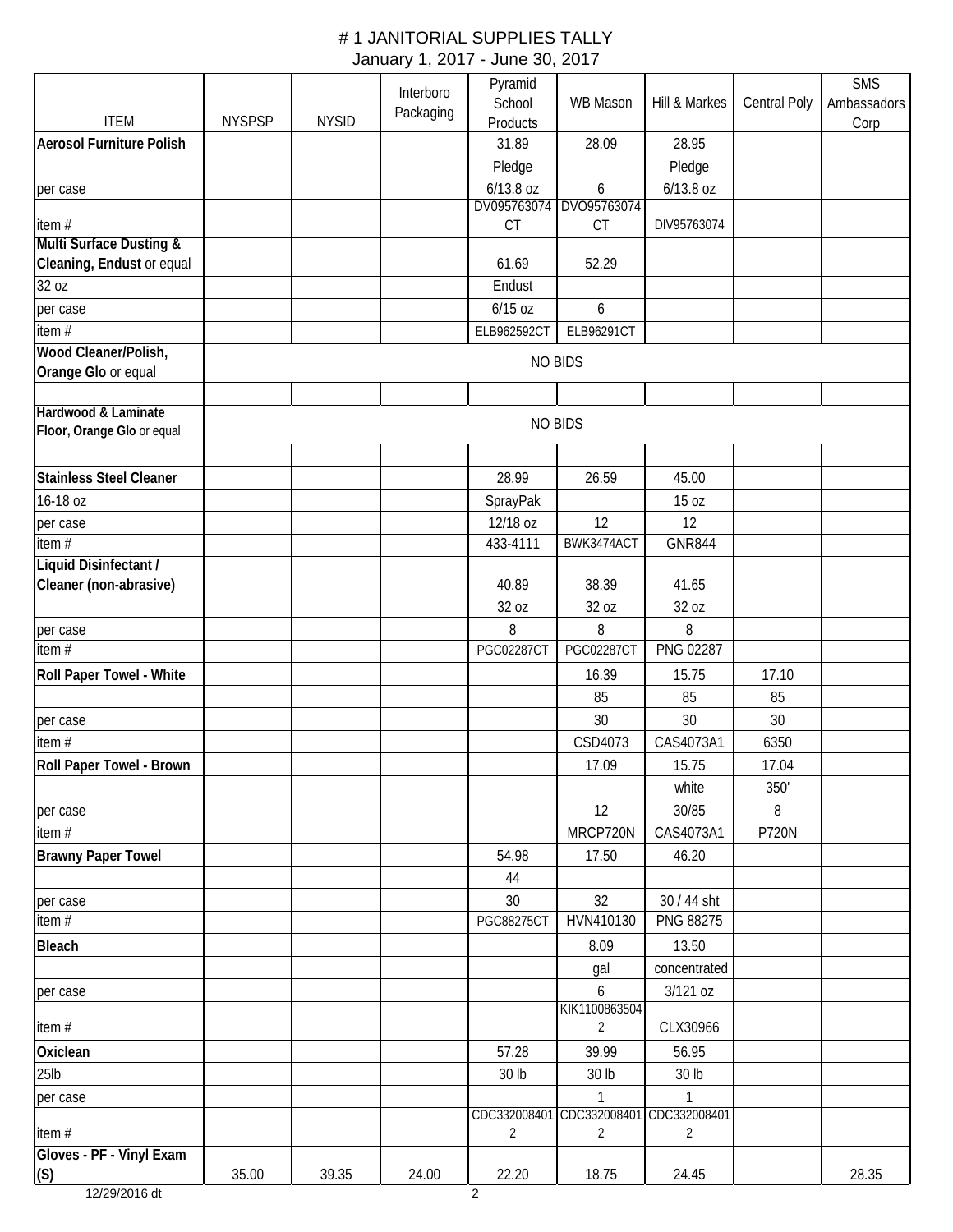# # 1 JANITORIAL SUPPLIES TALLY

January 1, 2017 - June 30, 2017

| ITEM | NYSPSP | NYSID | Interboro Packaging | Pyramid School Products | WB Mason | Hill & Markes | Central Poly | SMS Ambassadors Corp |
|---|---|---|---|---|---|---|---|---|
| **Aerosol Furniture Polish** | | | | 31.89 | 28.09 | 28.95 | | |
| | | | | Pledge | | Pledge | | |
| per case | | | | 6/13.8 oz | 6 | 6/13.8 oz | | |
| item # | | | | DV095763074 CT | DVO95763074 CT | DIV95763074 | | |
| **Multi Surface Dusting & Cleaning, Endust** or equal | | | | 61.69 | 52.29 | | | |
| 32 oz | | | | Endust | | | | |
| per case | | | | 6/15 oz | 6 | | | |
| item # | | | | ELB962592CT | ELB96291CT | | | |
| **Wood Cleaner/Polish, Orange Glo** or equal | NO BIDS | | | | | | | |
| | | | | | | | | |
| **Hardwood & Laminate Floor, Orange Glo** or equal | NO BIDS | | | | | | | |
| | | | | | | | | |
| **Stainless Steel Cleaner** | | | | 28.99 | 26.59 | 45.00 | | |
| 16-18 oz | | | | SprayPak | | 15 oz | | |
| per case | | | | 12/18 oz | 12 | 12 | | |
| item # | | | | 433-4111 | BWK3474ACT | GNR844 | | |
| **Liquid Disinfectant / Cleaner (non-abrasive)** | | | | 40.89 | 38.39 | 41.65 | | |
| | | | | 32 oz | 32 oz | 32 oz | | |
| per case | | | | 8 | 8 | 8 | | |
| item # | | | | PGC02287CT | PGC02287CT | PNG 02287 | | |
| **Roll Paper Towel - White** | | | | | 16.39 | 15.75 | 17.10 | |
| | | | | | 85 | 85 | 85 | |
| per case | | | | | 30 | 30 | 30 | |
| item # | | | | | CSD4073 | CAS4073A1 | 6350 | |
| **Roll Paper Towel - Brown** | | | | | 17.09 | 15.75 | 17.04 | |
| | | | | | | white | 350' | |
| per case | | | | | 12 | 30/85 | 8 | |
| item # | | | | | MRCP720N | CAS4073A1 | P720N | |
| **Brawny Paper Towel** | | | | 54.98 | 17.50 | 46.20 | | |
| | | | | 44 | | | | |
| per case | | | | 30 | 32 | 30 / 44 sht | | |
| item # | | | | PGC88275CT | HVN410130 | PNG 88275 | | |
| **Bleach** | | | | | 8.09 | 13.50 | | |
| | | | | | gal | concentrated | | |
| per case | | | | | 6 | 3/121 oz | | |
| item # | | | | | KIK11008635042 | CLX30966 | | |
| **Oxiclean** | | | | 57.28 | 39.99 | 56.95 | | |
| 25lb | | | | 30 lb | 30 lb | 30 lb | | |
| per case | | | | | 1 | 1 | | |
| item # | | | | CDC3320084012 | CDC3320084012 | CDC3320084012 | | |
| **Gloves - PF - Vinyl Exam (S)** | 35.00 | 39.35 | 24.00 | 22.20 | 18.75 | 24.45 | | 28.35 |

12/29/2016 dt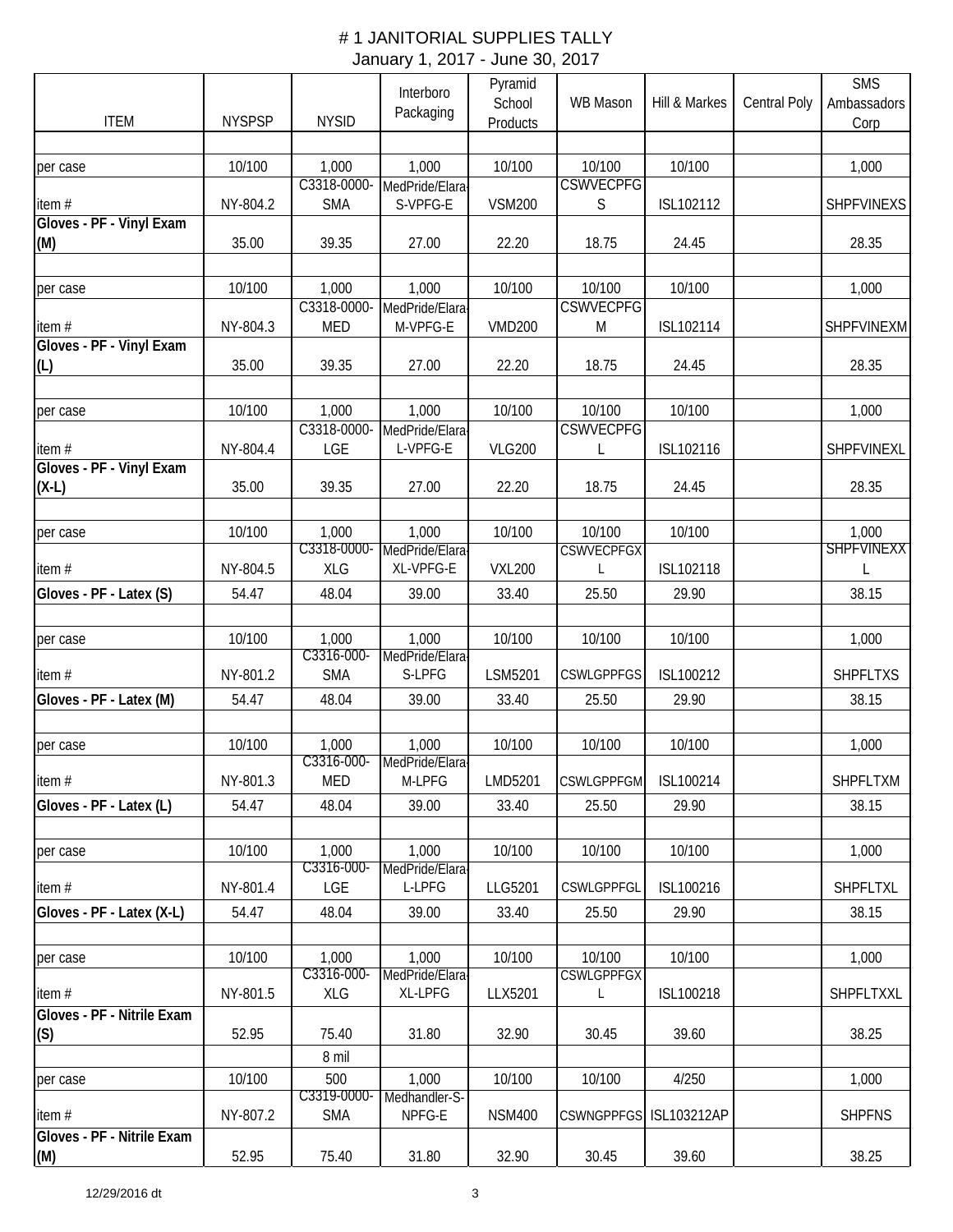# # 1 JANITORIAL SUPPLIES TALLY

January 1, 2017 - June 30, 2017

| ITEM | NYSPSP | NYSID | Interboro Packaging | Pyramid School Products | WB Mason | Hill & Markes | Central Poly | SMS Ambassadors Corp |
|---|---|---|---|---|---|---|---|---|
| | | | | | | | | |
| per case | 10/100 | 1,000 | 1,000 | 10/100 | 10/100 | 10/100 | | 1,000 |
| item # | NY-804.2 | C3318-0000-SMA | MedPride/Elara-S-VPFG-E | VSM200 | CSWVECPFGS | ISL102112 | | SHPFVINEXS |
| **Gloves - PF - Vinyl Exam (M)** | 35.00 | 39.35 | 27.00 | 22.20 | 18.75 | 24.45 | | 28.35 |
| | | | | | | | | |
| per case | 10/100 | 1,000 | 1,000 | 10/100 | 10/100 | 10/100 | | 1,000 |
| item # | NY-804.3 | C3318-0000-MED | MedPride/Elara-M-VPFG-E | VMD200 | CSWVECPFGM | ISL102114 | | SHPFVINEXM |
| **Gloves - PF - Vinyl Exam (L)** | 35.00 | 39.35 | 27.00 | 22.20 | 18.75 | 24.45 | | 28.35 |
| | | | | | | | | |
| per case | 10/100 | 1,000 | 1,000 | 10/100 | 10/100 | 10/100 | | 1,000 |
| item # | NY-804.4 | C3318-0000-LGE | MedPride/Elara-L-VPFG-E | VLG200 | CSWVECPFGL | ISL102116 | | SHPFVINEXL |
| **Gloves - PF - Vinyl Exam (X-L)** | 35.00 | 39.35 | 27.00 | 22.20 | 18.75 | 24.45 | | 28.35 |
| | | | | | | | | |
| per case | 10/100 | 1,000 | 1,000 | 10/100 | 10/100 | 10/100 | | 1,000 |
| item # | NY-804.5 | C3318-0000-XLG | MedPride/Elara-XL-VPFG-E | VXL200 | CSWVECPFGXL | ISL102118 | | SHPFVINEXXL |
| **Gloves - PF - Latex (S)** | 54.47 | 48.04 | 39.00 | 33.40 | 25.50 | 29.90 | | 38.15 |
| | | | | | | | | |
| per case | 10/100 | 1,000 | 1,000 | 10/100 | 10/100 | 10/100 | | 1,000 |
| item # | NY-801.2 | C3316-000-SMA | MedPride/Elara-S-LPFG | LSM5201 | CSWLGPPFGS | ISL100212 | | SHPFLTXS |
| **Gloves - PF - Latex (M)** | 54.47 | 48.04 | 39.00 | 33.40 | 25.50 | 29.90 | | 38.15 |
| | | | | | | | | |
| per case | 10/100 | 1,000 | 1,000 | 10/100 | 10/100 | 10/100 | | 1,000 |
| item # | NY-801.3 | C3316-000-MED | MedPride/Elara-M-LPFG | LMD5201 | CSWLGPPFGM | ISL100214 | | SHPFLTXM |
| **Gloves - PF - Latex (L)** | 54.47 | 48.04 | 39.00 | 33.40 | 25.50 | 29.90 | | 38.15 |
| | | | | | | | | |
| per case | 10/100 | 1,000 | 1,000 | 10/100 | 10/100 | 10/100 | | 1,000 |
| item # | NY-801.4 | C3316-000-LGE | MedPride/Elara-L-LPFG | LLG5201 | CSWLGPPFGL | ISL100216 | | SHPFLTXL |
| **Gloves - PF - Latex (X-L)** | 54.47 | 48.04 | 39.00 | 33.40 | 25.50 | 29.90 | | 38.15 |
| | | | | | | | | |
| per case | 10/100 | 1,000 | 1,000 | 10/100 | 10/100 | 10/100 | | 1,000 |
| item # | NY-801.5 | C3316-000-XLG | MedPride/Elara-XL-LPFG | LLX5201 | CSWLGPPFGXL | ISL100218 | | SHPFLTXXL |
| **Gloves - PF - Nitrile Exam (S)** | 52.95 | 75.40 | 31.80 | 32.90 | 30.45 | 39.60 | | 38.25 |
| | | 8 mil | | | | | | |
| per case | 10/100 | 500 | 1,000 | 10/100 | 10/100 | 4/250 | | 1,000 |
| item # | NY-807.2 | C3319-0000-SMA | Medhandler-S-NPFG-E | NSM400 | CSWNGPPFGS | ISL103212AP | | SHPFNS |
| **Gloves - PF - Nitrile Exam (M)** | 52.95 | 75.40 | 31.80 | 32.90 | 30.45 | 39.60 | | 38.25 |

12/29/2016 dt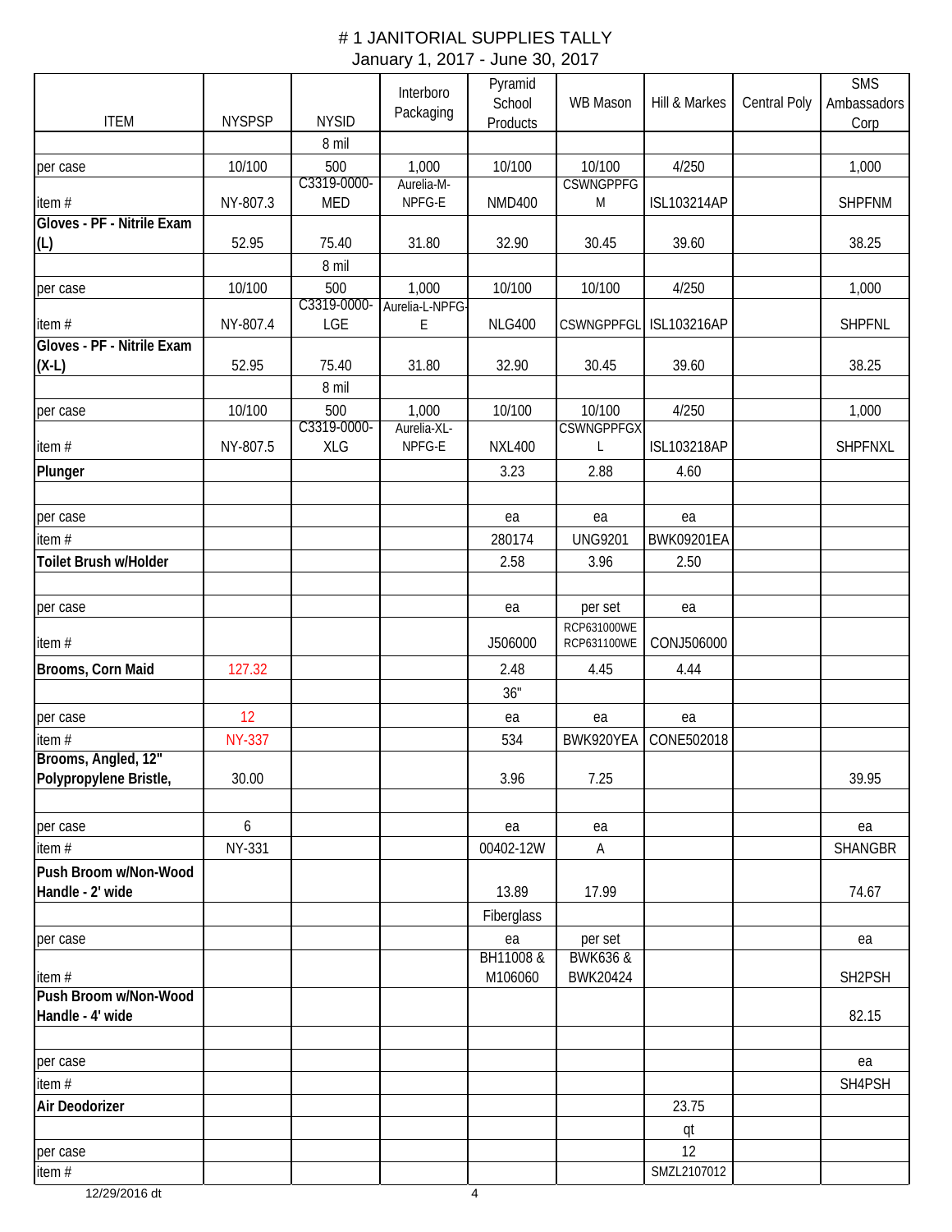# # 1 JANITORIAL SUPPLIES TALLY

January 1, 2017 - June 30, 2017

| ITEM | NYSPSP | NYSID | Interboro Packaging | Pyramid School Products | WB Mason | Hill & Markes | Central Poly | SMS Ambassadors Corp |
|---|---|---|---|---|---|---|---|---|
| | | 8 mil | | | | | | |
| per case | 10/100 | 500 | 1,000 | 10/100 | 10/100 | 4/250 | | 1,000 |
| item # | NY-807.3 | C3319-0000-MED | Aurelia-M-NPFG-E | NMD400 | CSWNGPPFGM | ISL103214AP | | SHPFNM |
| **Gloves - PF - Nitrile Exam (L)** | 52.95 | 75.40 | 31.80 | 32.90 | 30.45 | 39.60 | | 38.25 |
| | | 8 mil | | | | | | |
| per case | 10/100 | 500 | 1,000 | 10/100 | 10/100 | 4/250 | | 1,000 |
| item # | NY-807.4 | C3319-0000-LGE | Aurelia-L-NPFG-E | NLG400 | CSWNGPPFGL | ISL103216AP | | SHPFNL |
| **Gloves - PF - Nitrile Exam (X-L)** | 52.95 | 75.40 | 31.80 | 32.90 | 30.45 | 39.60 | | 38.25 |
| | | 8 mil | | | | | | |
| per case | 10/100 | 500 | 1,000 | 10/100 | 10/100 | 4/250 | | 1,000 |
| item # | NY-807.5 | C3319-0000-XLG | Aurelia-XL-NPFG-E | NXL400 | CSWNGPPFGXL | ISL103218AP | | SHPFNXL |
| **Plunger** | | | | 3.23 | 2.88 | 4.60 | | |
| | | | | | | | | |
| per case | | | | ea | ea | ea | | |
| item # | | | | 280174 | UNG9201 | BWK09201EA | | |
| **Toilet Brush w/Holder** | | | | 2.58 | 3.96 | 2.50 | | |
| | | | | | | | | |
| per case | | | | ea | per set | ea | | |
| item # | | | | J506000 | RCP631000WE RCP631100WE | CONJ506000 | | |
| **Brooms, Corn Maid** | 127.32 | | | 2.48 | 4.45 | 4.44 | | |
| | | | | 36" | | | | |
| per case | 12 | | | ea | ea | ea | | |
| item # | NY-337 | | | 534 | BWK920YEA | CONE502018 | | |
| **Brooms, Angled, 12" Polypropylene Bristle,** | 30.00 | | | 3.96 | 7.25 | | | 39.95 |
| | | | | | | | | |
| per case | 6 | | | ea | ea | | | ea |
| item # | NY-331 | | | 00402-12W | A | | | SHANGBR |
| **Push Broom w/Non-Wood Handle - 2' wide** | | | | 13.89 | 17.99 | | | 74.67 |
| | | | | Fiberglass | | | | |
| per case | | | | ea | per set | | | ea |
| item # | | | | BH11008 & M106060 | BWK636 & BWK20424 | | | SH2PSH |
| **Push Broom w/Non-Wood Handle - 4' wide** | | | | | | | | 82.15 |
| | | | | | | | | |
| per case | | | | | | | | ea |
| item # | | | | | | | | SH4PSH |
| **Air Deodorizer** | | | | | | 23.75 | | |
| | | | | | | qt | | |
| per case | | | | | | 12 | | |
| item # | | | | | | SMZL2107012 | | |

12/29/2016 dt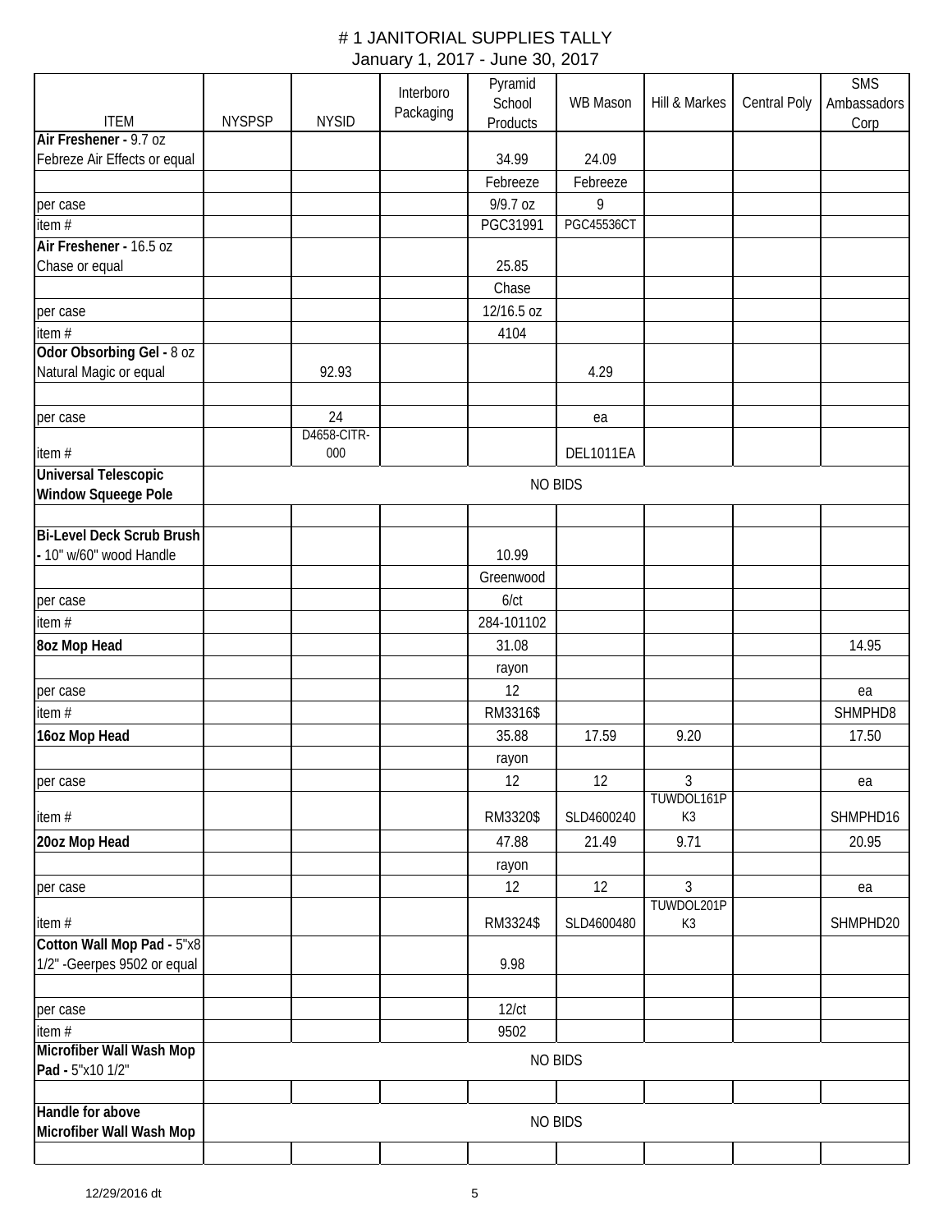# # 1 JANITORIAL SUPPLIES TALLY

January 1, 2017 - June 30, 2017

| ITEM | NYSPSP | NYSID | Interboro Packaging | Pyramid School Products | WB Mason | Hill & Markes | Central Poly | SMS Ambassadors Corp |
|---|---|---|---|---|---|---|---|---|
| **Air Freshener -** 9.7 oz Febreze Air Effects or equal | | | | 34.99 | 24.09 | | | |
| | | | | Febreeze | Febreeze | | | |
| per case | | | | 9/9.7 oz | 9 | | | |
| item # | | | | PGC31991 | PGC45536CT | | | |
| **Air Freshener -** 16.5 oz Chase or equal | | | | 25.85 | | | | |
| | | | | Chase | | | | |
| per case | | | | 12/16.5 oz | | | | |
| item # | | | | 4104 | | | | |
| **Odor Obsorbing Gel -** 8 oz Natural Magic or equal | | 92.93 | | | 4.29 | | | |
| | | | | | | | | |
| per case | | 24 | | | ea | | | |
| item # | | D4658-CITR-000 | | | DEL1011EA | | | |
| **Universal Telescopic Window Squeege Pole** | NO BIDS | | | | | | | |
| | | | | | | | | |
| **Bi-Level Deck Scrub Brush -** 10" w/60" wood Handle | | | | 10.99 | | | | |
| | | | | Greenwood | | | | |
| per case | | | | 6/ct | | | | |
| item # | | | | 284-101102 | | | | |
| **8oz Mop Head** | | | | 31.08 | | | | 14.95 |
| | | | | rayon | | | | |
| per case | | | | 12 | | | | ea |
| item # | | | | RM3316$ | | | | SHMPHD8 |
| **16oz Mop Head** | | | | 35.88 | 17.59 | 9.20 | | 17.50 |
| | | | | rayon | | | | |
| per case | | | | 12 | 12 | 3 | | ea |
| item # | | | | RM3320$ | SLD4600240 | TUWDOL161PK3 | | SHMPHD16 |
| **20oz Mop Head** | | | | 47.88 | 21.49 | 9.71 | | 20.95 |
| | | | | rayon | | | | |
| per case | | | | 12 | 12 | 3 | | ea |
| item # | | | | RM3324$ | SLD4600480 | TUWDOL201PK3 | | SHMPHD20 |
| **Cotton Wall Mop Pad -** 5"x8 1/2" -Geerpes 9502 or equal | | | | 9.98 | | | | |
| | | | | | | | | |
| per case | | | | 12/ct | | | | |
| item # | | | | 9502 | | | | |
| **Microfiber Wall Wash Mop Pad -** 5"x10 1/2" | NO BIDS | | | | | | | |
| | | | | | | | | |
| **Handle for above Microfiber Wall Wash Mop** | NO BIDS | | | | | | | |
| | | | | | | | | |

12/29/2016 dt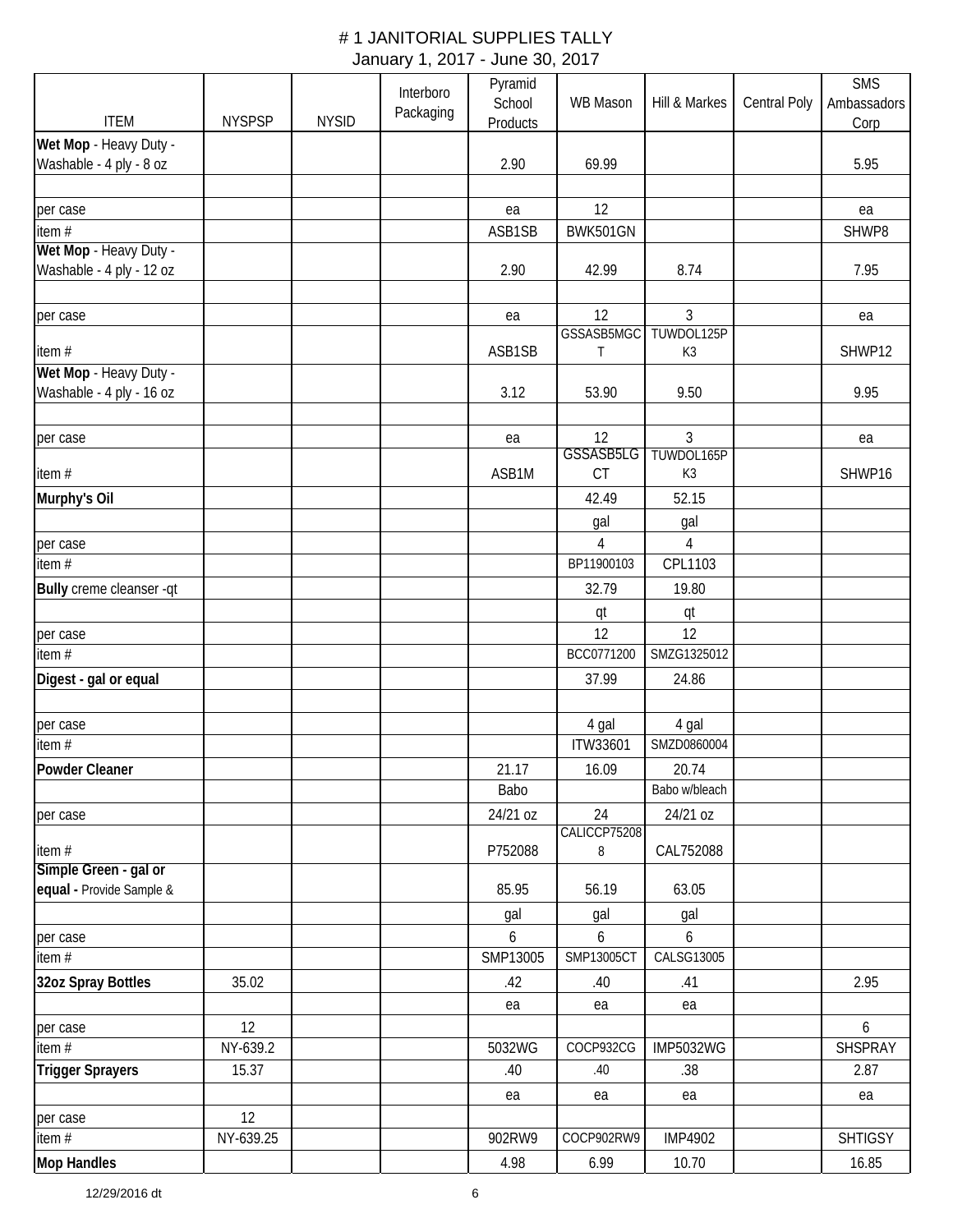# # 1 JANITORIAL SUPPLIES TALLY

January 1, 2017 - June 30, 2017

| ITEM | NYSPSP | NYSID | Interboro Packaging | Pyramid School Products | WB Mason | Hill & Markes | Central Poly | SMS Ambassadors Corp |
|---|---|---|---|---|---|---|---|---|
| **Wet Mop** - Heavy Duty - Washable - 4 ply - 8 oz | | | | 2.90 | 69.99 | | | 5.95 |
| | | | | | | | | |
| per case | | | | ea | 12 | | | ea |
| item # | | | | ASB1SB | BWK501GN | | | SHWP8 |
| **Wet Mop** - Heavy Duty - Washable - 4 ply - 12 oz | | | | 2.90 | 42.99 | 8.74 | | 7.95 |
| | | | | | | | | |
| per case | | | | ea | 12 | 3 | | ea |
| item # | | | | ASB1SB | GSSASB5MGCT | TUWDOL125PK3 | | SHWP12 |
| **Wet Mop** - Heavy Duty - Washable - 4 ply - 16 oz | | | | 3.12 | 53.90 | 9.50 | | 9.95 |
| | | | | | | | | |
| per case | | | | ea | 12 | 3 | | ea |
| item # | | | | ASB1M | GSSASB5LGCT | TUWDOL165PK3 | | SHWP16 |
| **Murphy's Oil** | | | | | 42.49 | 52.15 | | |
| | | | | | gal | gal | | |
| per case | | | | | 4 | 4 | | |
| item # | | | | | BP11900103 | CPL1103 | | |
| **Bully** creme cleanser -qt | | | | | 32.79 | 19.80 | | |
| | | | | | qt | qt | | |
| per case | | | | | 12 | 12 | | |
| item # | | | | | BCC0771200 | SMZG1325012 | | |
| **Digest - gal or equal** | | | | | 37.99 | 24.86 | | |
| | | | | | | | | |
| per case | | | | | 4 gal | 4 gal | | |
| item # | | | | | ITW33601 | SMZD0860004 | | |
| **Powder Cleaner** | | | | 21.17 | 16.09 | 20.74 | | |
| | | | | Babo | | Babo w/bleach | | |
| per case | | | | 24/21 oz | 24 | 24/21 oz | | |
| item # | | | | P752088 | CALICCP752088 | CAL752088 | | |
| **Simple Green - gal or equal -** Provide Sample & | | | | 85.95 | 56.19 | 63.05 | | |
| | | | | gal | gal | gal | | |
| per case | | | | 6 | 6 | 6 | | |
| item # | | | | SMP13005 | SMP13005CT | CALSG13005 | | |
| **32oz Spray Bottles** | 35.02 | | | .42 | .40 | .41 | | 2.95 |
| | | | | ea | ea | ea | | |
| per case | 12 | | | | | | | 6 |
| item # | NY-639.2 | | | 5032WG | COCP932CG | IMP5032WG | | SHSPRAY |
| **Trigger Sprayers** | 15.37 | | | .40 | .40 | .38 | | 2.87 |
| | | | | ea | ea | ea | | ea |
| per case | 12 | | | | | | | |
| item # | NY-639.25 | | | 902RW9 | COCP902RW9 | IMP4902 | | SHTIGSY |
| **Mop Handles** | | | | 4.98 | 6.99 | 10.70 | | 16.85 |

12/29/2016 dt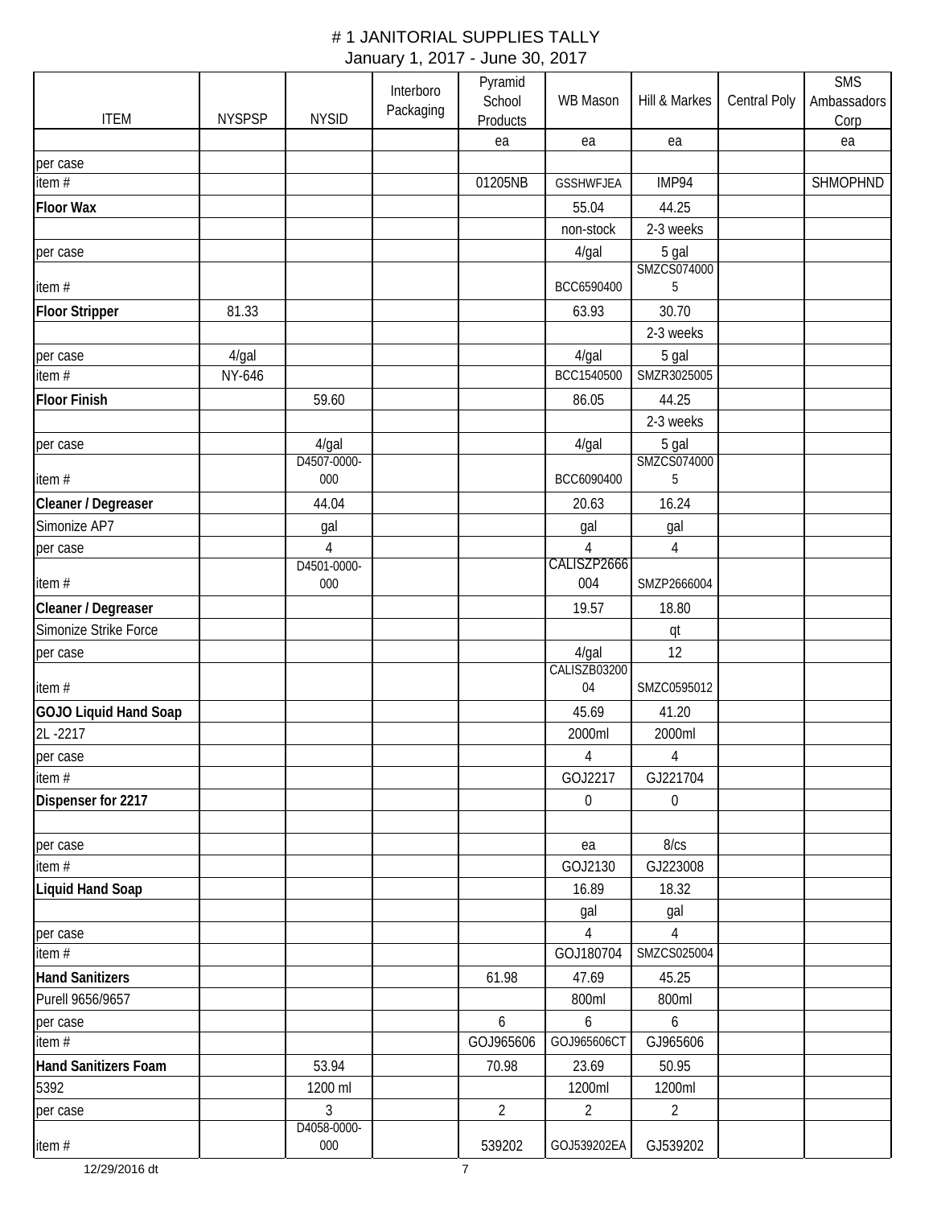# 1 JANITORIAL SUPPLIES TALLY

January 1, 2017 - June 30, 2017

| ITEM | NYSPSP | NYSID | Interboro Packaging | Pyramid School Products | WB Mason | Hill & Markes | Central Poly | SMS Ambassadors Corp |
|---|---|---|---|---|---|---|---|---|
| | | | | ea | ea | ea | | ea |
| per case | | | | | | | | |
| item # | | | | 01205NB | GSSHWFJEA | IMP94 | | SHMOPHND |
| **Floor Wax** | | | | | 55.04 | 44.25 | | |
| | | | | | non-stock | 2-3 weeks | | |
| per case | | | | | 4/gal | 5 gal | | |
| item # | | | | | BCC6590400 | SMZCS0740005 | | |
| **Floor Stripper** | 81.33 | | | | 63.93 | 30.70 | | |
| | | | | | | 2-3 weeks | | |
| per case | 4/gal | | | | 4/gal | 5 gal | | |
| item # | NY-646 | | | | BCC1540500 | SMZR3025005 | | |
| **Floor Finish** | | 59.60 | | | 86.05 | 44.25 | | |
| | | | | | | 2-3 weeks | | |
| per case | | 4/gal | | | 4/gal | 5 gal | | |
| item # | | D4507-0000-000 | | | BCC6090400 | SMZCS0740005 | | |
| **Cleaner / Degreaser** | | 44.04 | | | 20.63 | 16.24 | | |
| Simonize AP7 | | gal | | | gal | gal | | |
| per case | | 4 | | | 4 | 4 | | |
| item # | | D4501-0000-000 | | | CALISZP2666004 | SMZP2666004 | | |
| **Cleaner / Degreaser** | | | | | 19.57 | 18.80 | | |
| Simonize Strike Force | | | | | | qt | | |
| per case | | | | | 4/gal | 12 | | |
| item # | | | | | CALISZB0320004 | SMZC0595012 | | |
| **GOJO Liquid Hand Soap** | | | | | 45.69 | 41.20 | | |
| 2L -2217 | | | | | 2000ml | 2000ml | | |
| per case | | | | | 4 | 4 | | |
| item # | | | | | GOJ2217 | GJ221704 | | |
| **Dispenser for 2217** | | | | | 0 | 0 | | |
| | | | | | | | | |
| per case | | | | | ea | 8/cs | | |
| item # | | | | | GOJ2130 | GJ223008 | | |
| **Liquid Hand Soap** | | | | | 16.89 | 18.32 | | |
| | | | | | gal | gal | | |
| per case | | | | | 4 | 4 | | |
| item # | | | | | GOJ180704 | SMZCS025004 | | |
| **Hand Sanitizers** | | | | 61.98 | 47.69 | 45.25 | | |
| Purell 9656/9657 | | | | | 800ml | 800ml | | |
| per case | | | | 6 | 6 | 6 | | |
| item # | | | | GOJ965606 | GOJ965606CT | GJ965606 | | |
| **Hand Sanitizers Foam** | | 53.94 | | 70.98 | 23.69 | 50.95 | | |
| 5392 | | 1200 ml | | | 1200ml | 1200ml | | |
| per case | | 3 | | 2 | 2 | 2 | | |
| item # | | D4058-0000-000 | | 539202 | GOJ539202EA | GJ539202 | | |

12/29/2016 dt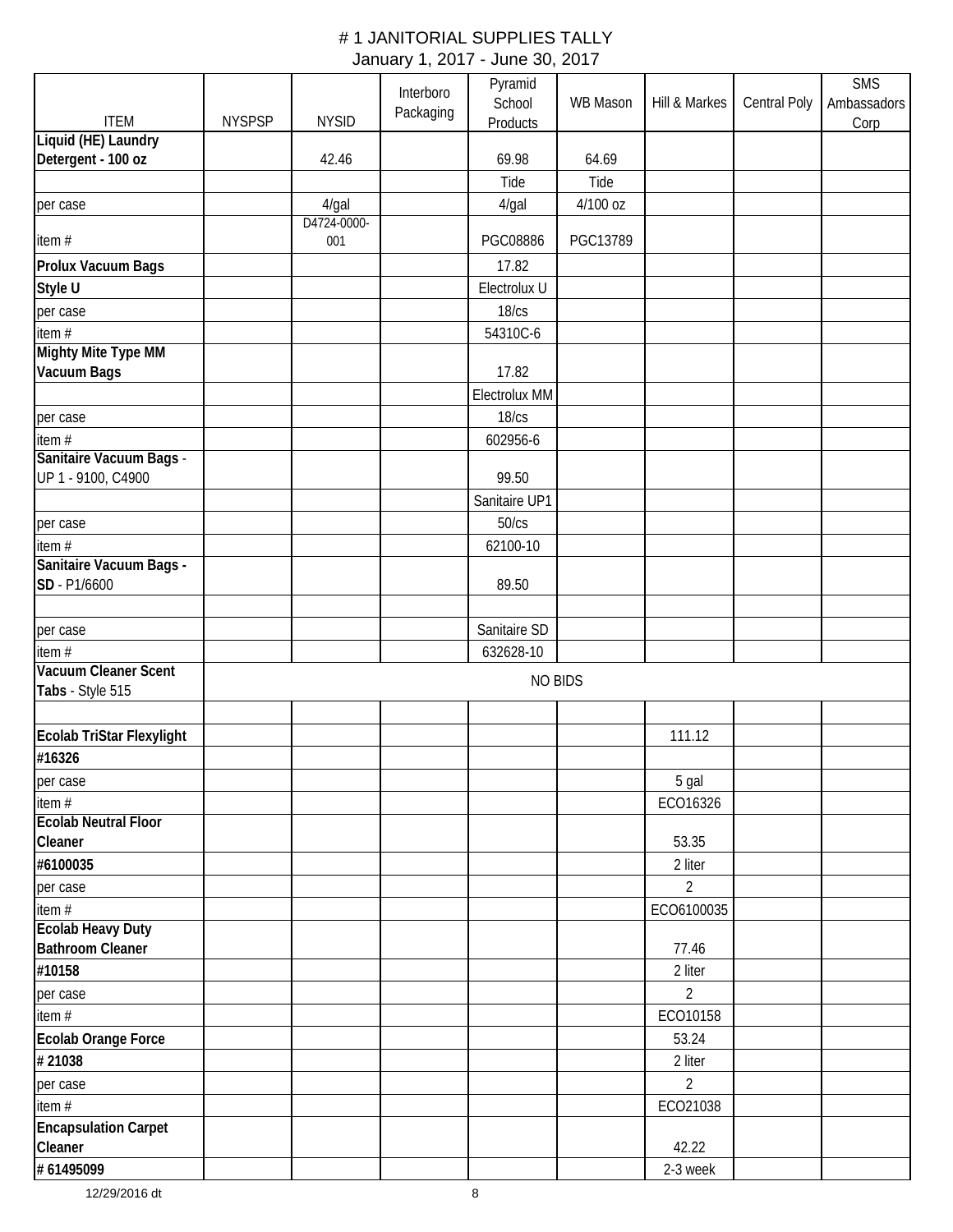# # 1 JANITORIAL SUPPLIES TALLY

January 1, 2017 - June 30, 2017

| ITEM | NYSPSP | NYSID | Interboro Packaging | Pyramid School Products | WB Mason | Hill & Markes | Central Poly | SMS Ambassadors Corp |
|---|---|---|---|---|---|---|---|---|
| **Liquid (HE) Laundry Detergent - 100 oz** | | 42.46 | | 69.98 | 64.69 | | | |
| | | | | Tide | Tide | | | |
| per case | | 4/gal | | 4/gal | 4/100 oz | | | |
| item # | | D4724-0000-001 | | PGC08886 | PGC13789 | | | |
| **Prolux Vacuum Bags** | | | | 17.82 | | | | |
| **Style U** | | | | Electrolux U | | | | |
| per case | | | | 18/cs | | | | |
| item # | | | | 54310C-6 | | | | |
| **Mighty Mite Type MM Vacuum Bags** | | | | 17.82 | | | | |
| | | | | Electrolux MM | | | | |
| per case | | | | 18/cs | | | | |
| item # | | | | 602956-6 | | | | |
| **Sanitaire Vacuum Bags** - UP 1 - 9100, C4900 | | | | 99.50 | | | | |
| | | | | Sanitaire UP1 | | | | |
| per case | | | | 50/cs | | | | |
| item # | | | | 62100-10 | | | | |
| **Sanitaire Vacuum Bags - SD** - P1/6600 | | | | 89.50 | | | | |
| | | | | | | | | |
| per case | | | | Sanitaire SD | | | | |
| item # | | | | 632628-10 | | | | |
| **Vacuum Cleaner Scent Tabs** - Style 515 | NO BIDS | | | | | | | |
| | | | | | | | | |
| **Ecolab TriStar Flexylight** | | | | | | 111.12 | | |
| **#16326** | | | | | | | | |
| per case | | | | | | 5 gal | | |
| item # | | | | | | ECO16326 | | |
| **Ecolab Neutral Floor Cleaner** | | | | | | 53.35 | | |
| **#6100035** | | | | | | 2 liter | | |
| per case | | | | | | 2 | | |
| item # | | | | | | ECO6100035 | | |
| **Ecolab Heavy Duty Bathroom Cleaner** | | | | | | 77.46 | | |
| **#10158** | | | | | | 2 liter | | |
| per case | | | | | | 2 | | |
| item # | | | | | | ECO10158 | | |
| **Ecolab Orange Force** | | | | | | 53.24 | | |
| **# 21038** | | | | | | 2 liter | | |
| per case | | | | | | 2 | | |
| item # | | | | | | ECO21038 | | |
| **Encapsulation Carpet Cleaner** | | | | | | 42.22 | | |
| **# 61495099** | | | | | | 2-3 week | | |

12/29/2016 dt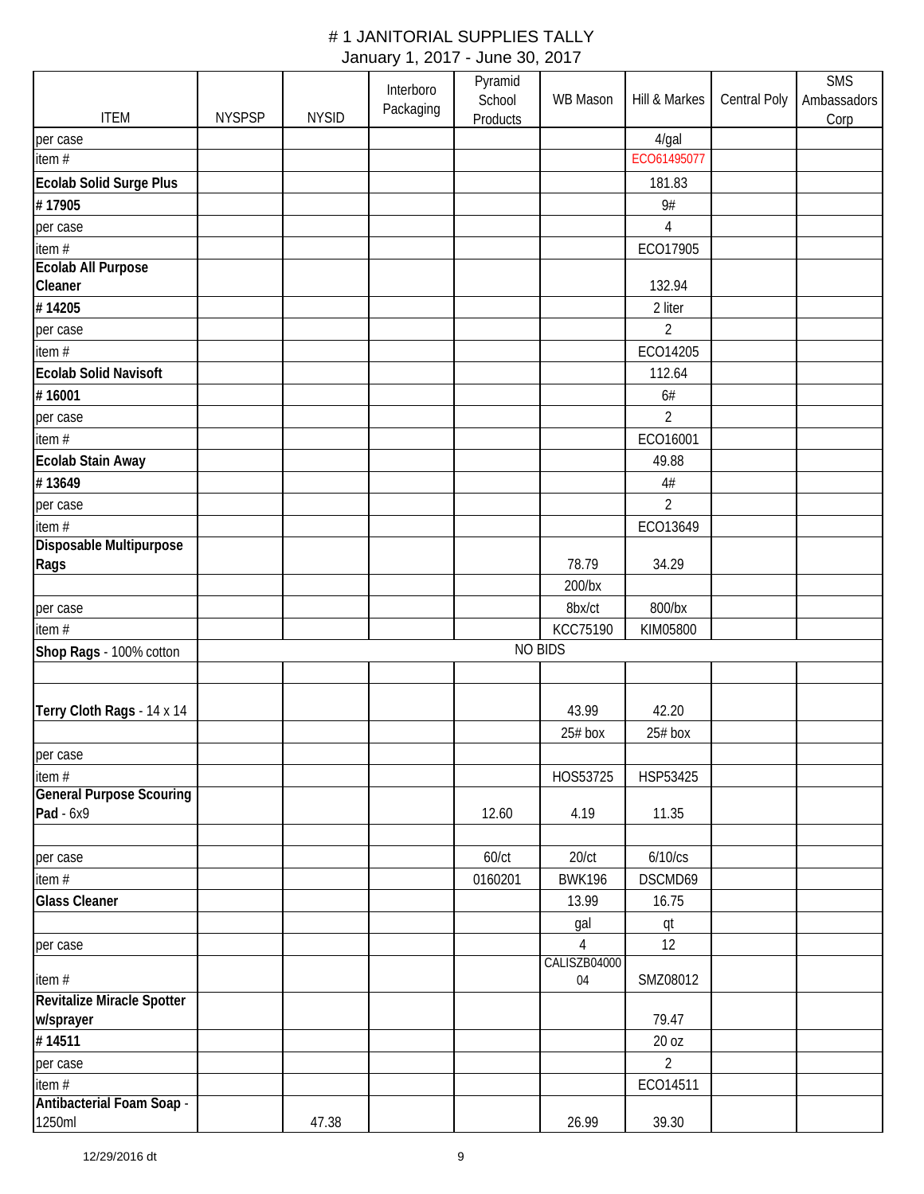# # 1 JANITORIAL SUPPLIES TALLY

January 1, 2017 - June 30, 2017

| ITEM | NYSPSP | NYSID | Interboro Packaging | Pyramid School Products | WB Mason | Hill & Markes | Central Poly | SMS Ambassadors Corp |
|---|---|---|---|---|---|---|---|---|
| per case | | | | | | 4/gal | | |
| item # | | | | | | ECO61495077 | | |
| **Ecolab Solid Surge Plus** | | | | | | 181.83 | | |
| **# 17905** | | | | | | 9# | | |
| per case | | | | | | 4 | | |
| item # | | | | | | ECO17905 | | |
| **Ecolab All Purpose Cleaner** | | | | | | 132.94 | | |
| **# 14205** | | | | | | 2 liter | | |
| per case | | | | | | 2 | | |
| item # | | | | | | ECO14205 | | |
| **Ecolab Solid Navisoft** | | | | | | 112.64 | | |
| **# 16001** | | | | | | 6# | | |
| per case | | | | | | 2 | | |
| item # | | | | | | ECO16001 | | |
| **Ecolab Stain Away** | | | | | | 49.88 | | |
| **# 13649** | | | | | | 4# | | |
| per case | | | | | | 2 | | |
| item # | | | | | | ECO13649 | | |
| **Disposable Multipurpose Rags** | | | | | 78.79 | 34.29 | | |
| | | | | | 200/bx | | | |
| per case | | | | | 8bx/ct | 800/bx | | |
| item # | | | | | KCC75190 | KIM05800 | | |
| **Shop Rags** - 100% cotton | NO BIDS | | | | | | | |
| | | | | | | | | |
| **Terry Cloth Rags** - 14 x 14 | | | | | 43.99 | 42.20 | | |
| | | | | | 25# box | 25# box | | |
| per case | | | | | | | | |
| item # | | | | | HOS53725 | HSP53425 | | |
| **General Purpose Scouring Pad** - 6x9 | | | | 12.60 | 4.19 | 11.35 | | |
| | | | | | | | | |
| per case | | | | 60/ct | 20/ct | 6/10/cs | | |
| item # | | | | 0160201 | BWK196 | DSCMD69 | | |
| **Glass Cleaner** | | | | | 13.99 | 16.75 | | |
| | | | | | gal | qt | | |
| per case | | | | | 4 | 12 | | |
| item # | | | | | CALISZB0400004 | SMZ08012 | | |
| **Revitalize Miracle Spotter w/sprayer** | | | | | | 79.47 | | |
| **# 14511** | | | | | | 20 oz | | |
| per case | | | | | | 2 | | |
| item # | | | | | | ECO14511 | | |
| **Antibacterial Foam Soap** - 1250ml | | 47.38 | | | 26.99 | 39.30 | | |

12/29/2016 dt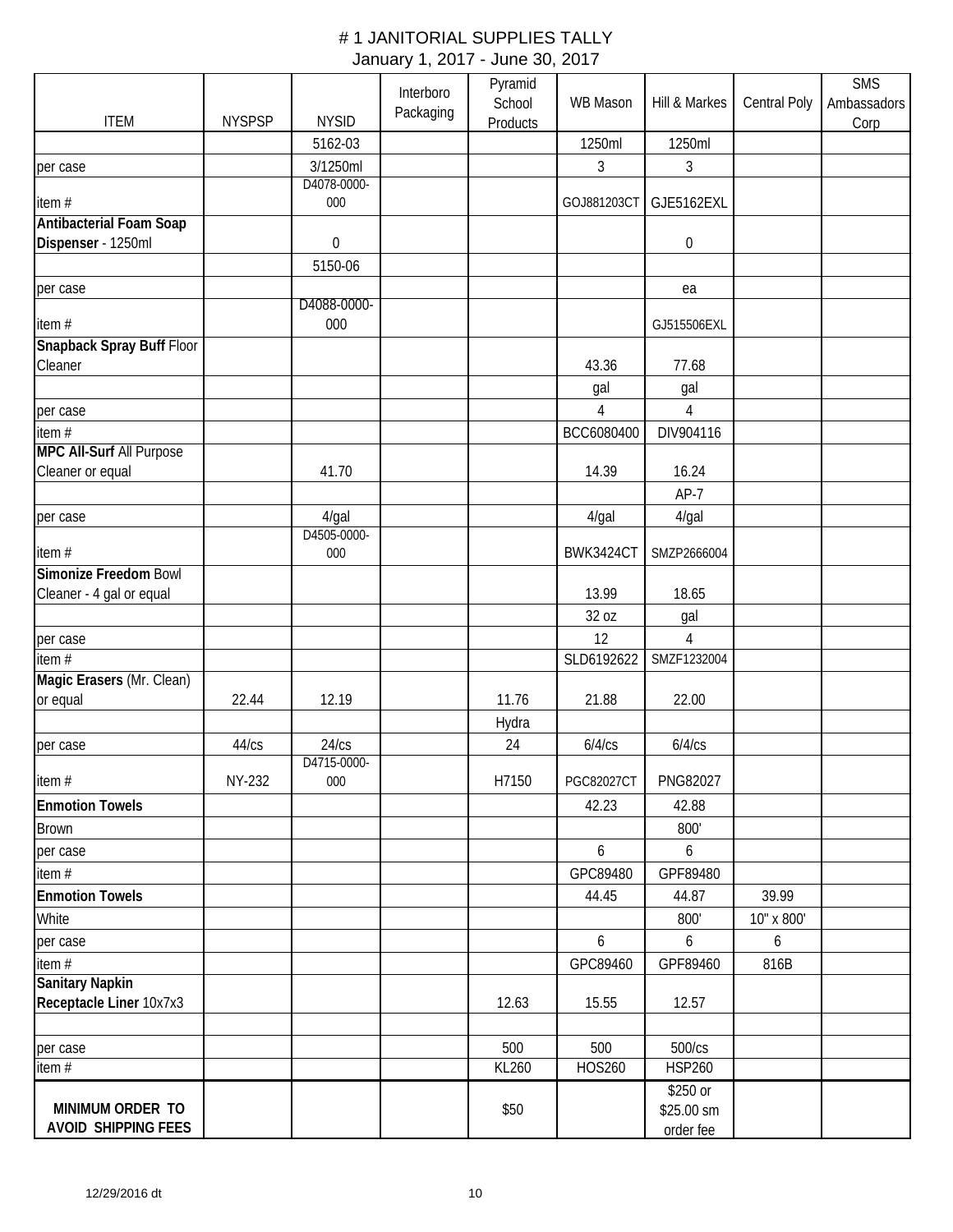# # 1 JANITORIAL SUPPLIES TALLY

January 1, 2017 - June 30, 2017

| ITEM | NYSPSP | NYSID | Interboro Packaging | Pyramid School Products | WB Mason | Hill & Markes | Central Poly | SMS Ambassadors Corp |
|---|---|---|---|---|---|---|---|---|
| | | 5162-03 | | | 1250ml | 1250ml | | |
| per case | | 3/1250ml | | | 3 | 3 | | |
| item # | | D4078-0000-000 | | | GOJ881203CT | GJE5162EXL | | |
| **Antibacterial Foam Soap Dispenser** - 1250ml | | 0 | | | | 0 | | |
| | | 5150-06 | | | | | | |
| per case | | | | | | ea | | |
| item # | | D4088-0000-000 | | | | GJ515506EXL | | |
| **Snapback Spray Buff** Floor Cleaner | | | | | 43.36 | 77.68 | | |
| | | | | | gal | gal | | |
| per case | | | | | 4 | 4 | | |
| item # | | | | | BCC6080400 | DIV904116 | | |
| **MPC All-Surf** All Purpose Cleaner or equal | | 41.70 | | | 14.39 | 16.24 | | |
| | | | | | | AP-7 | | |
| per case | | 4/gal | | | 4/gal | 4/gal | | |
| item # | | D4505-0000-000 | | | BWK3424CT | SMZP2666004 | | |
| **Simonize Freedom** Bowl Cleaner - 4 gal or equal | | | | | 13.99 | 18.65 | | |
| | | | | | 32 oz | gal | | |
| per case | | | | | 12 | 4 | | |
| item # | | | | | SLD6192622 | SMZF1232004 | | |
| **Magic Erasers** (Mr. Clean) or equal | 22.44 | 12.19 | | 11.76 | 21.88 | 22.00 | | |
| | | | | Hydra | | | | |
| per case | 44/cs | 24/cs | | 24 | 6/4/cs | 6/4/cs | | |
| item # | NY-232 | D4715-0000-000 | | H7150 | PGC82027CT | PNG82027 | | |
| **Enmotion Towels** | | | | | 42.23 | 42.88 | | |
| Brown | | | | | | 800' | | |
| per case | | | | | 6 | 6 | | |
| item # | | | | | GPC89480 | GPF89480 | | |
| **Enmotion Towels** | | | | | 44.45 | 44.87 | 39.99 | |
| White | | | | | | 800' | 10" x 800' | |
| per case | | | | | 6 | 6 | 6 | |
| item # | | | | | GPC89460 | GPF89460 | 816B | |
| **Sanitary Napkin Receptacle Liner** 10x7x3 | | | | 12.63 | 15.55 | 12.57 | | |
| | | | | | | | | |
| per case | | | | 500 | 500 | 500/cs | | |
| item # | | | | KL260 | HOS260 | HSP260 | | |
| **MINIMUM ORDER TO AVOID SHIPPING FEES** | | | | $50 | | $250 or $25.00 sm order fee | | |

12/29/2016 dt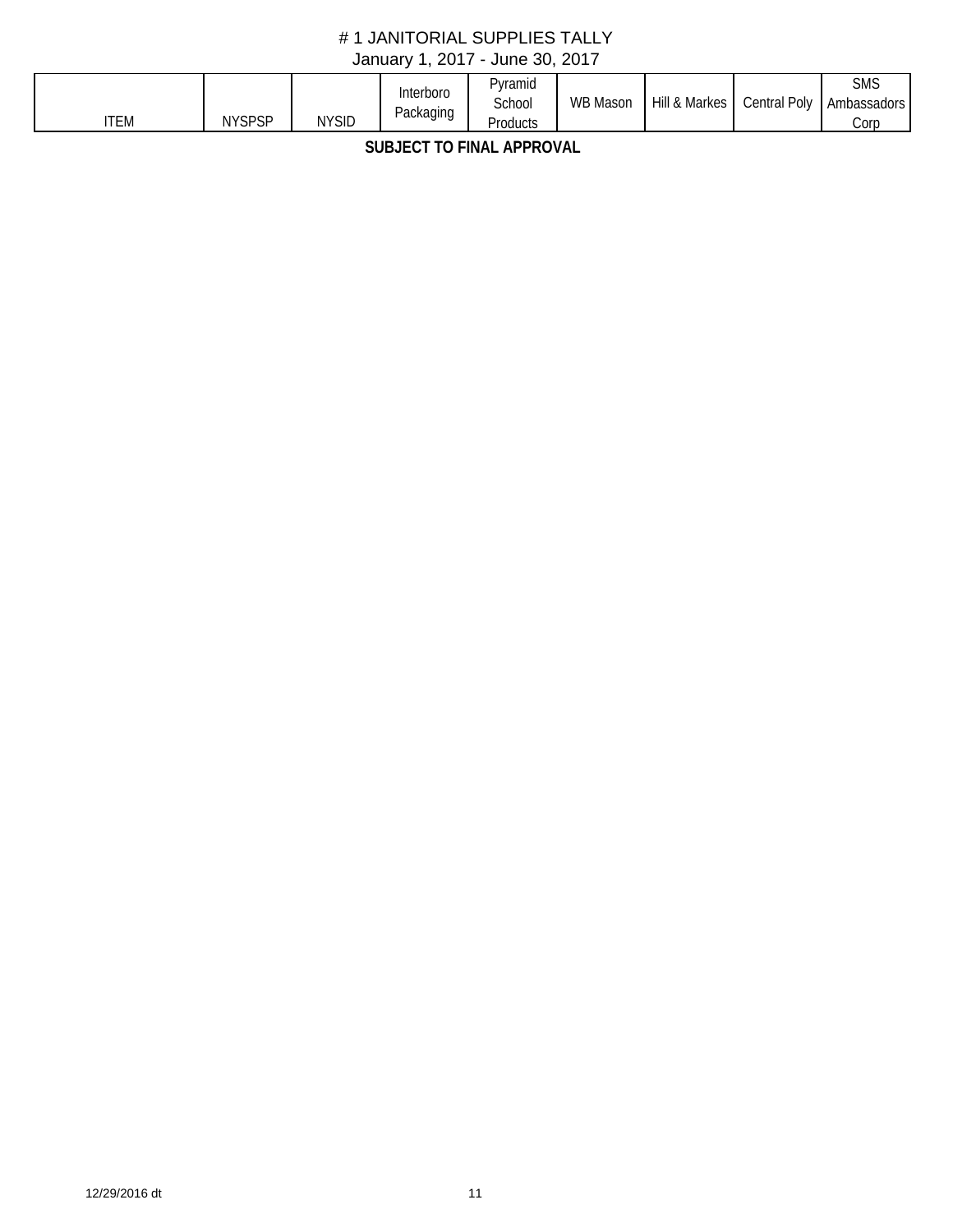# # 1 JANITORIAL SUPPLIES TALLY

January 1, 2017 - June 30, 2017

| ITEM | NYSPSP | NYSID | Interboro Packaging | Pyramid School Products | WB Mason | Hill & Markes | Central Poly | SMS Ambassadors Corp |
|---|---|---|---|---|---|---|---|---|

**SUBJECT TO FINAL APPROVAL**

12/29/2016 dt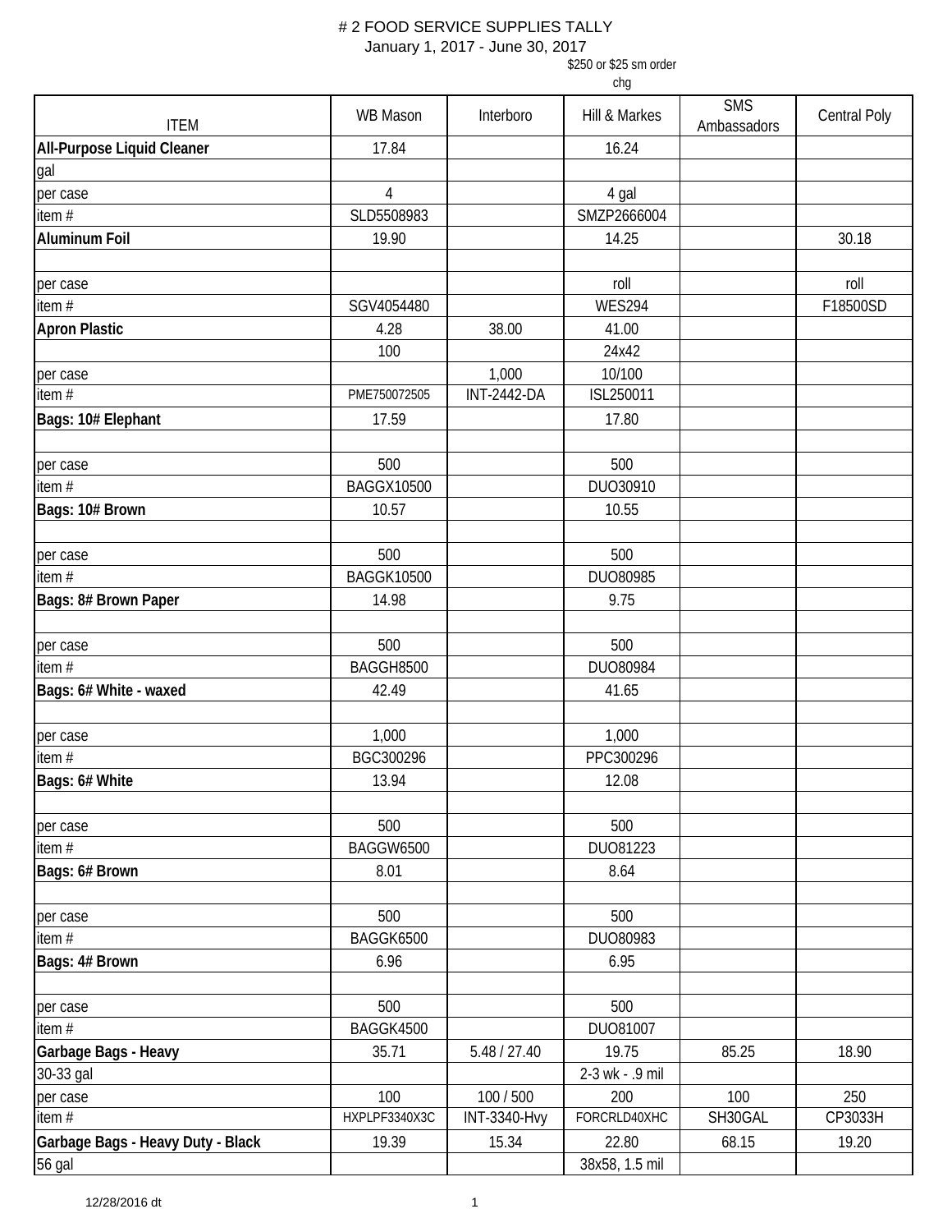# # 2 FOOD SERVICE SUPPLIES TALLY

January 1, 2017 - June 30, 2017

| ITEM | WB Mason | Interboro | Hill & Markes<br>$250 or $25 sm order chg | SMS Ambassadors | Central Poly |
|---|---|---|---|---|---|
| **All-Purpose Liquid Cleaner** | 17.84 | | 16.24 | | |
| gal | | | | | |
| per case | 4 | | 4 gal | | |
| item # | SLD5508983 | | SMZP2666004 | | |
| **Aluminum Foil** | 19.90 | | 14.25 | | 30.18 |
| | | | | | |
| per case | | | roll | | roll |
| item # | SGV4054480 | | WES294 | | F18500SD |
| **Apron Plastic** | 4.28 | 38.00 | 41.00 | | |
| | 100 | | 24x42 | | |
| per case | | 1,000 | 10/100 | | |
| item # | PME750072505 | INT-2442-DA | ISL250011 | | |
| **Bags: 10# Elephant** | 17.59 | | 17.80 | | |
| | | | | | |
| per case | 500 | | 500 | | |
| item # | BAGGX10500 | | DUO30910 | | |
| **Bags: 10# Brown** | 10.57 | | 10.55 | | |
| | | | | | |
| per case | 500 | | 500 | | |
| item # | BAGGK10500 | | DUO80985 | | |
| **Bags: 8# Brown Paper** | 14.98 | | 9.75 | | |
| | | | | | |
| per case | 500 | | 500 | | |
| item # | BAGGH8500 | | DUO80984 | | |
| **Bags: 6# White - waxed** | 42.49 | | 41.65 | | |
| | | | | | |
| per case | 1,000 | | 1,000 | | |
| item # | BGC300296 | | PPC300296 | | |
| **Bags: 6# White** | 13.94 | | 12.08 | | |
| | | | | | |
| per case | 500 | | 500 | | |
| item # | BAGGW6500 | | DUO81223 | | |
| **Bags: 6# Brown** | 8.01 | | 8.64 | | |
| | | | | | |
| per case | 500 | | 500 | | |
| item # | BAGGK6500 | | DUO80983 | | |
| **Bags: 4# Brown** | 6.96 | | 6.95 | | |
| | | | | | |
| per case | 500 | | 500 | | |
| item # | BAGGK4500 | | DUO81007 | | |
| **Garbage Bags - Heavy** | 35.71 | 5.48 / 27.40 | 19.75 | 85.25 | 18.90 |
| 30-33 gal | | | 2-3 wk - .9 mil | | |
| per case | 100 | 100 / 500 | 200 | 100 | 250 |
| item # | HXPLPF3340X3C | INT-3340-Hvy | FORCRLD40XHC | SH30GAL | CP3033H |
| **Garbage Bags - Heavy Duty - Black** | 19.39 | 15.34 | 22.80 | 68.15 | 19.20 |
| 56 gal | | | 38x58, 1.5 mil | | |

12/28/2016 dt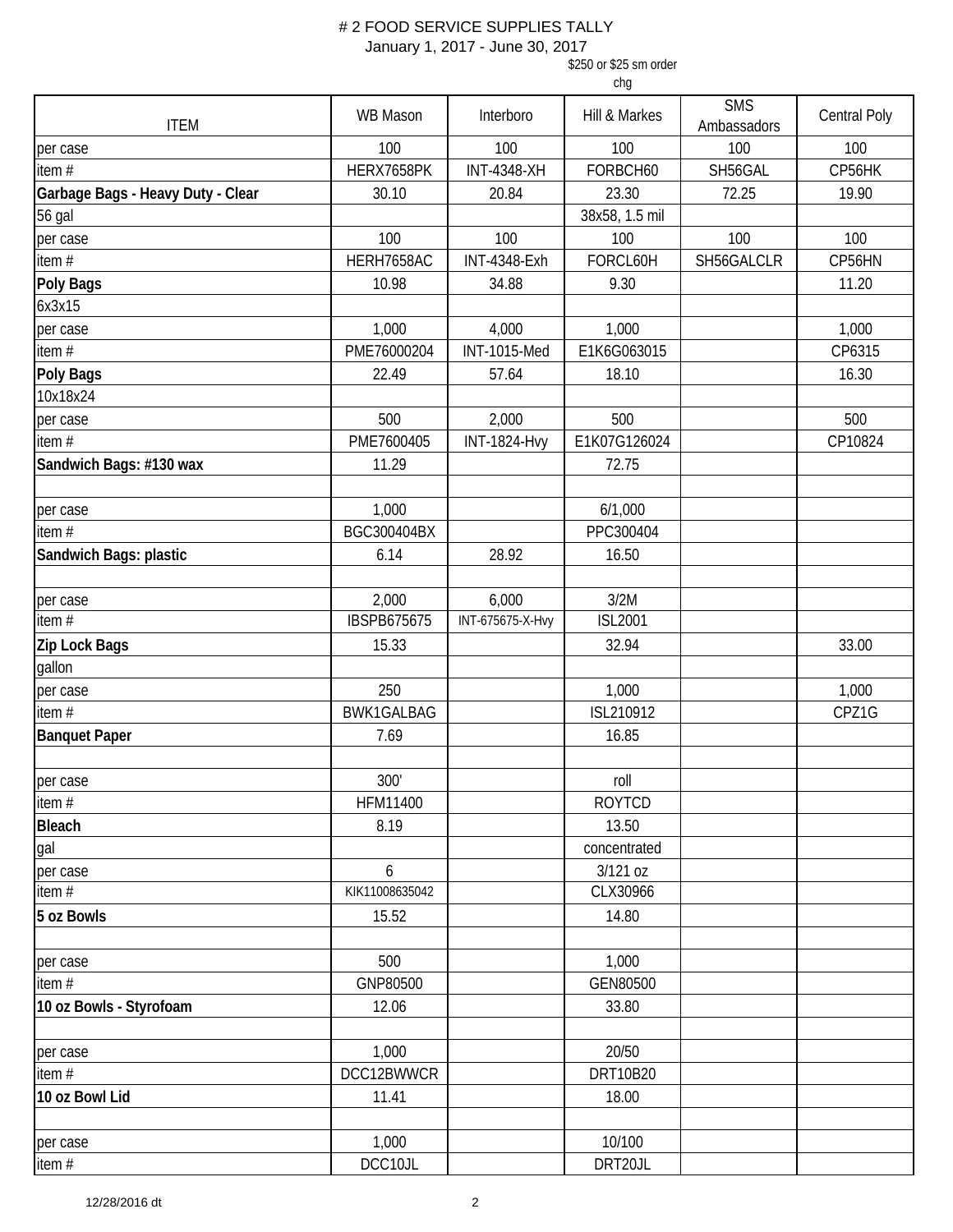# 2 FOOD SERVICE SUPPLIES TALLY

January 1, 2017 - June 30, 2017

| ITEM | WB Mason | Interboro | Hill & Markes ($250 or $25 sm order chg) | SMS Ambassadors | Central Poly |
|---|---|---|---|---|---|
| per case | 100 | 100 | 100 | 100 | 100 |
| item # | HERX7658PK | INT-4348-XH | FORBCH60 | SH56GAL | CP56HK |
| **Garbage Bags - Heavy Duty - Clear** | 30.10 | 20.84 | 23.30 | 72.25 | 19.90 |
| 56 gal | | | 38x58, 1.5 mil | | |
| per case | 100 | 100 | 100 | 100 | 100 |
| item # | HERH7658AC | INT-4348-Exh | FORCL60H | SH56GALCLR | CP56HN |
| **Poly Bags** | 10.98 | 34.88 | 9.30 | | 11.20 |
| 6x3x15 | | | | | |
| per case | 1,000 | 4,000 | 1,000 | | 1,000 |
| item # | PME76000204 | INT-1015-Med | E1K6G063015 | | CP6315 |
| **Poly Bags** | 22.49 | 57.64 | 18.10 | | 16.30 |
| 10x18x24 | | | | | |
| per case | 500 | 2,000 | 500 | | 500 |
| item # | PME7600405 | INT-1824-Hvy | E1K07G126024 | | CP10824 |
| **Sandwich Bags: #130 wax** | 11.29 | | 72.75 | | |
| | | | | | |
| per case | 1,000 | | 6/1,000 | | |
| item # | BGC300404BX | | PPC300404 | | |
| **Sandwich Bags: plastic** | 6.14 | 28.92 | 16.50 | | |
| | | | | | |
| per case | 2,000 | 6,000 | 3/2M | | |
| item # | IBSPB675675 | INT-675675-X-Hvy | ISL2001 | | |
| **Zip Lock Bags** | 15.33 | | 32.94 | | 33.00 |
| gallon | | | | | |
| per case | 250 | | 1,000 | | 1,000 |
| item # | BWK1GALBAG | | ISL210912 | | CPZ1G |
| **Banquet Paper** | 7.69 | | 16.85 | | |
| | | | | | |
| per case | 300' | | roll | | |
| item # | HFM11400 | | ROYTCD | | |
| **Bleach** | 8.19 | | 13.50 | | |
| gal | | | concentrated | | |
| per case | 6 | | 3/121 oz | | |
| item # | KIK11008635042 | | CLX30966 | | |
| **5 oz Bowls** | 15.52 | | 14.80 | | |
| | | | | | |
| per case | 500 | | 1,000 | | |
| item # | GNP80500 | | GEN80500 | | |
| **10 oz Bowls - Styrofoam** | 12.06 | | 33.80 | | |
| | | | | | |
| per case | 1,000 | | 20/50 | | |
| item # | DCC12BWWCR | | DRT10B20 | | |
| **10 oz Bowl Lid** | 11.41 | | 18.00 | | |
| | | | | | |
| per case | 1,000 | | 10/100 | | |
| item # | DCC10JL | | DRT20JL | | |

12/28/2016 dt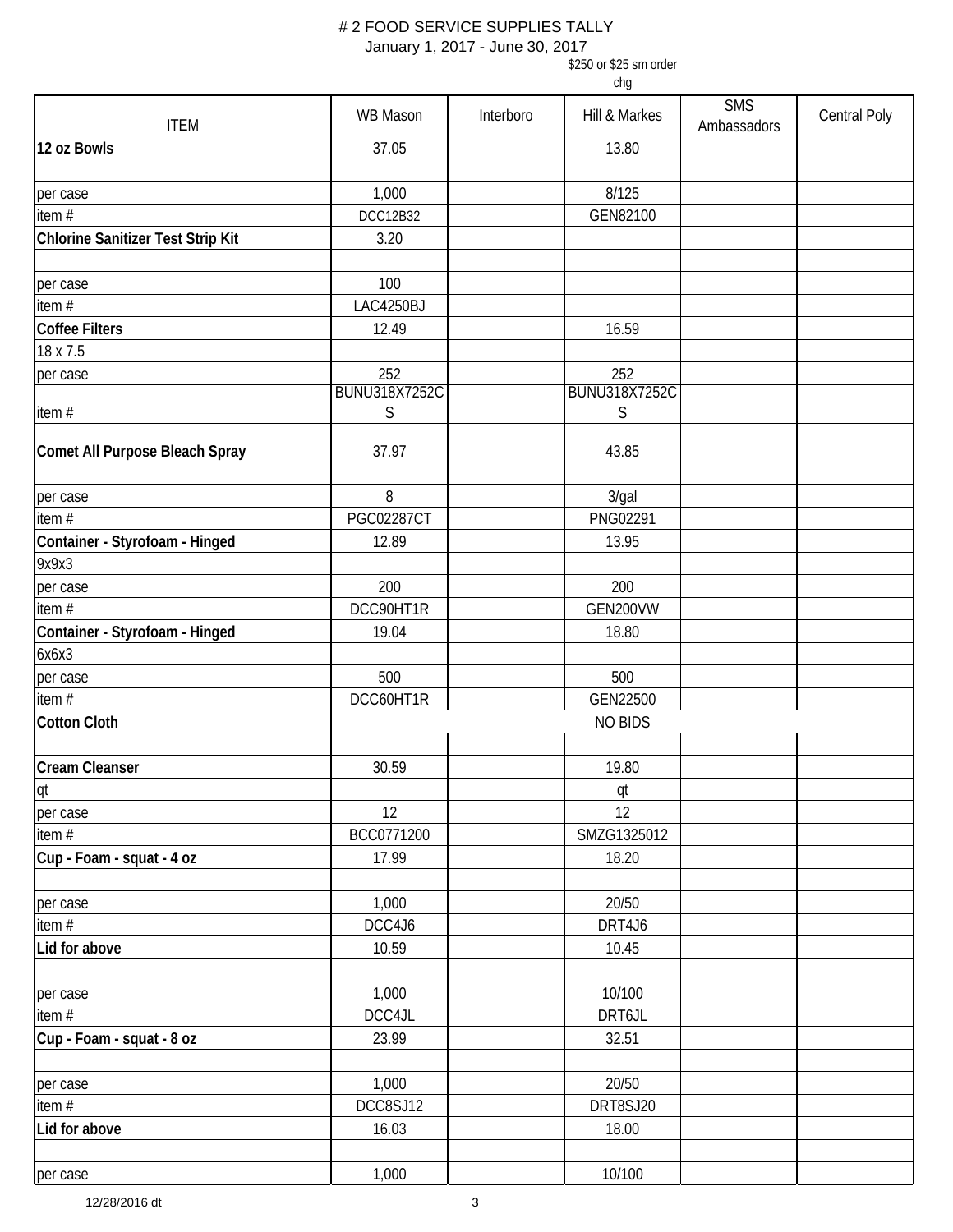# # 2 FOOD SERVICE SUPPLIES TALLY

January 1, 2017 - June 30, 2017

| ITEM | WB Mason | Interboro | Hill & Markes<br>$250 or $25 sm order chg | SMS Ambassadors | Central Poly |
|---|---|---|---|---|---|
| **12 oz Bowls** | 37.05 | | 13.80 | | |
| | | | | | |
| per case | 1,000 | | 8/125 | | |
| item # | DCC12B32 | | GEN82100 | | |
| **Chlorine Sanitizer Test Strip Kit** | 3.20 | | | | |
| | | | | | |
| per case | 100 | | | | |
| item # | LAC4250BJ | | | | |
| **Coffee Filters** | 12.49 | | 16.59 | | |
| 18 x 7.5 | | | | | |
| per case | 252 | | 252 | | |
| item # | BUNU318X7252CS | | BUNU318X7252CS | | |
| **Comet All Purpose Bleach Spray** | 37.97 | | 43.85 | | |
| | | | | | |
| per case | 8 | | 3/gal | | |
| item # | PGC02287CT | | PNG02291 | | |
| **Container - Styrofoam - Hinged** | 12.89 | | 13.95 | | |
| 9x9x3 | | | | | |
| per case | 200 | | 200 | | |
| item # | DCC90HT1R | | GEN200VW | | |
| **Container - Styrofoam - Hinged** | 19.04 | | 18.80 | | |
| 6x6x3 | | | | | |
| per case | 500 | | 500 | | |
| item # | DCC60HT1R | | GEN22500 | | |
| **Cotton Cloth** | | | NO BIDS | | |
| | | | | | |
| **Cream Cleanser** | 30.59 | | 19.80 | | |
| qt | | | qt | | |
| per case | 12 | | 12 | | |
| item # | BCC0771200 | | SMZG1325012 | | |
| **Cup - Foam - squat - 4 oz** | 17.99 | | 18.20 | | |
| | | | | | |
| per case | 1,000 | | 20/50 | | |
| item # | DCC4J6 | | DRT4J6 | | |
| **Lid for above** | 10.59 | | 10.45 | | |
| | | | | | |
| per case | 1,000 | | 10/100 | | |
| item # | DCC4JL | | DRT6JL | | |
| **Cup - Foam - squat - 8 oz** | 23.99 | | 32.51 | | |
| | | | | | |
| per case | 1,000 | | 20/50 | | |
| item # | DCC8SJ12 | | DRT8SJ20 | | |
| **Lid for above** | 16.03 | | 18.00 | | |
| | | | | | |
| per case | 1,000 | | 10/100 | | |

12/28/2016 dt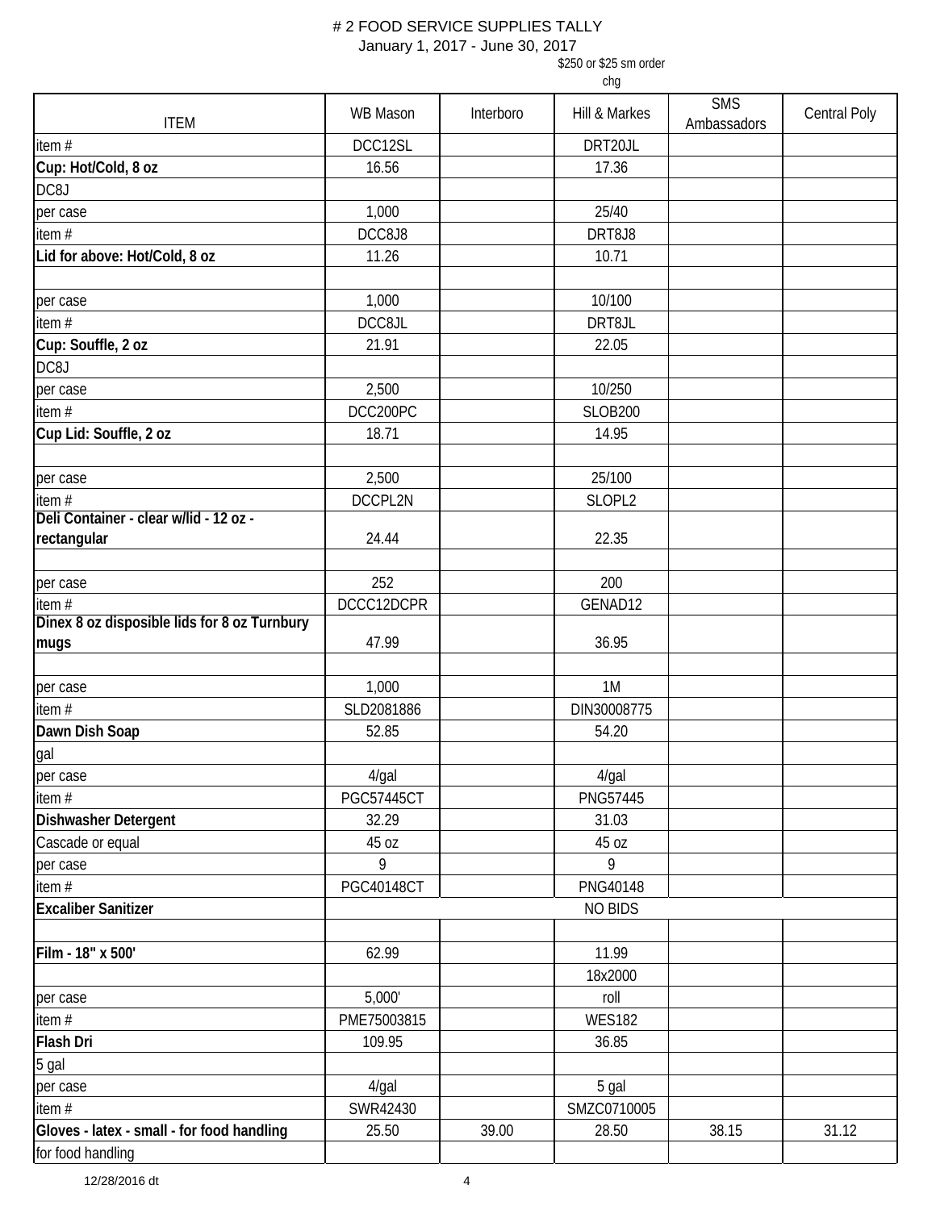# 2 FOOD SERVICE SUPPLIES TALLY

January 1, 2017 - June 30, 2017

| ITEM | WB Mason | Interboro | Hill & Markes<br>$250 or $25 sm order chg | SMS Ambassadors | Central Poly |
|---|---|---|---|---|---|
| item # | DCC12SL | | DRT20JL | | |
| **Cup: Hot/Cold, 8 oz** | 16.56 | | 17.36 | | |
| DC8J | | | | | |
| per case | 1,000 | | 25/40 | | |
| item # | DCC8J8 | | DRT8J8 | | |
| **Lid for above: Hot/Cold, 8 oz** | 11.26 | | 10.71 | | |
| | | | | | |
| per case | 1,000 | | 10/100 | | |
| item # | DCC8JL | | DRT8JL | | |
| **Cup: Souffle, 2 oz** | 21.91 | | 22.05 | | |
| DC8J | | | | | |
| per case | 2,500 | | 10/250 | | |
| item # | DCC200PC | | SLOB200 | | |
| **Cup Lid: Souffle, 2 oz** | 18.71 | | 14.95 | | |
| | | | | | |
| per case | 2,500 | | 25/100 | | |
| item # | DCCPL2N | | SLOPL2 | | |
| **Deli Container - clear w/lid - 12 oz - rectangular** | 24.44 | | 22.35 | | |
| | | | | | |
| per case | 252 | | 200 | | |
| item # | DCCC12DCPR | | GENAD12 | | |
| **Dinex 8 oz disposible lids for 8 oz Turnbury mugs** | 47.99 | | 36.95 | | |
| | | | | | |
| per case | 1,000 | | 1M | | |
| item # | SLD2081886 | | DIN30008775 | | |
| **Dawn Dish Soap** | 52.85 | | 54.20 | | |
| gal | | | | | |
| per case | 4/gal | | 4/gal | | |
| item # | PGC57445CT | | PNG57445 | | |
| **Dishwasher Detergent** | 32.29 | | 31.03 | | |
| Cascade or equal | 45 oz | | 45 oz | | |
| per case | 9 | | 9 | | |
| item # | PGC40148CT | | PNG40148 | | |
| **Excaliber Sanitizer** | NO BIDS | | | | |
| | | | | | |
| **Film - 18" x 500'** | 62.99 | | 11.99 | | |
| | | | 18x2000 | | |
| per case | 5,000' | | roll | | |
| item # | PME75003815 | | WES182 | | |
| **Flash Dri** | 109.95 | | 36.85 | | |
| 5 gal | | | | | |
| per case | 4/gal | | 5 gal | | |
| item # | SWR42430 | | SMZC0710005 | | |
| **Gloves - latex - small - for food handling** | 25.50 | 39.00 | 28.50 | 38.15 | 31.12 |
| for food handling | | | | | |

12/28/2016 dt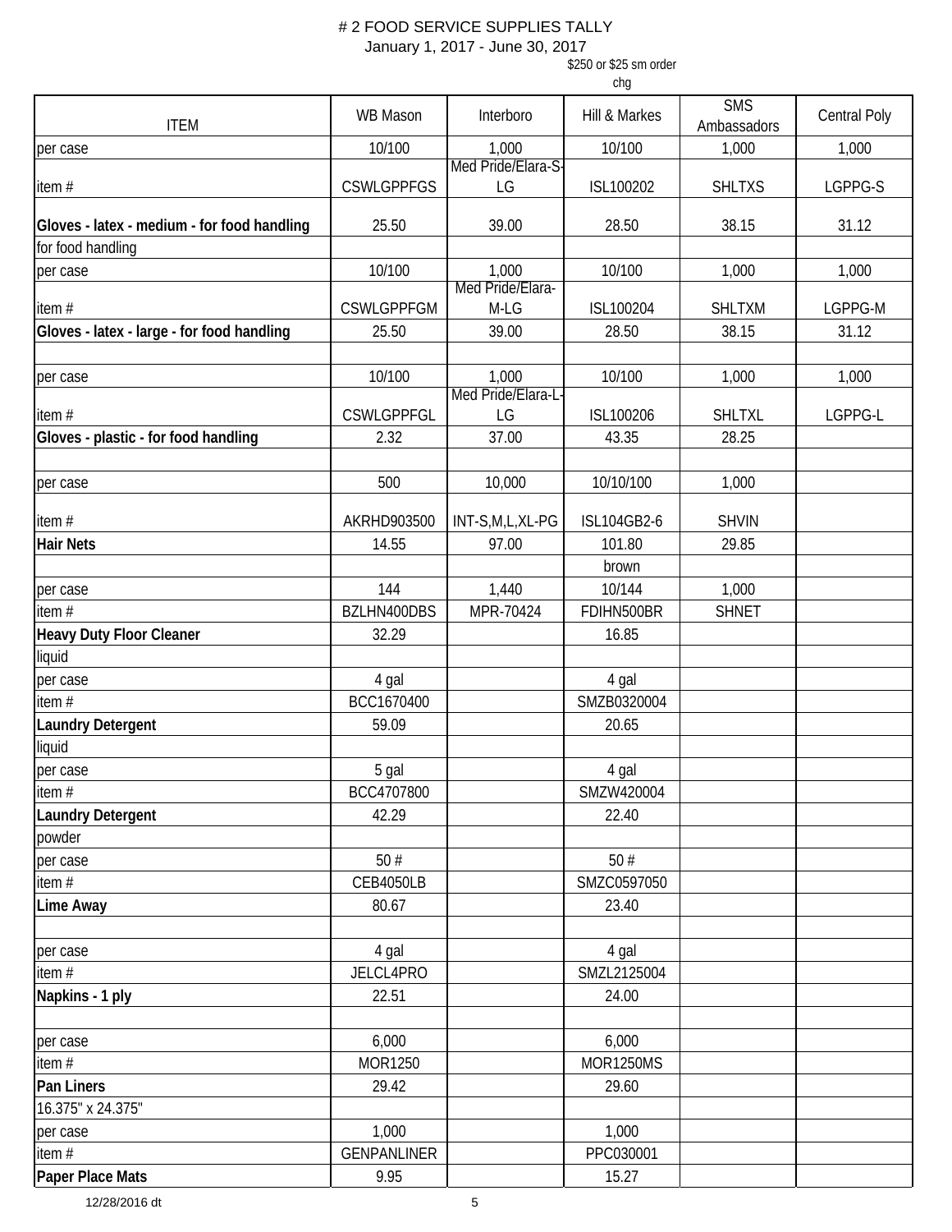# 2 FOOD SERVICE SUPPLIES TALLY

January 1, 2017 - June 30, 2017

| ITEM | WB Mason | Interboro | Hill & Markes ($250 or $25 sm order chg) | SMS Ambassadors | Central Poly |
|---|---|---|---|---|---|
| per case | 10/100 | 1,000 | 10/100 | 1,000 | 1,000 |
| item # | CSWLGPPFGS | Med Pride/Elara-S-LG | ISL100202 | SHLTXS | LGPPG-S |
| **Gloves - latex - medium - for food handling** | 25.50 | 39.00 | 28.50 | 38.15 | 31.12 |
| for food handling | | | | | |
| per case | 10/100 | 1,000 | 10/100 | 1,000 | 1,000 |
| item # | CSWLGPPFGM | Med Pride/Elara-M-LG | ISL100204 | SHLTXM | LGPPG-M |
| **Gloves - latex - large - for food handling** | 25.50 | 39.00 | 28.50 | 38.15 | 31.12 |
| | | | | | |
| per case | 10/100 | 1,000 | 10/100 | 1,000 | 1,000 |
| item # | CSWLGPPFGL | Med Pride/Elara-L-LG | ISL100206 | SHLTXL | LGPPG-L |
| **Gloves - plastic - for food handling** | 2.32 | 37.00 | 43.35 | 28.25 | |
| | | | | | |
| per case | 500 | 10,000 | 10/10/100 | 1,000 | |
| item # | AKRHD903500 | INT-S,M,L,XL-PG | ISL104GB2-6 | SHVIN | |
| **Hair Nets** | 14.55 | 97.00 | 101.80 | 29.85 | |
| | | | brown | | |
| per case | 144 | 1,440 | 10/144 | 1,000 | |
| item # | BZLHN400DBS | MPR-70424 | FDIHN500BR | SHNET | |
| **Heavy Duty Floor Cleaner** | 32.29 | | 16.85 | | |
| liquid | | | | | |
| per case | 4 gal | | 4 gal | | |
| item # | BCC1670400 | | SMZB0320004 | | |
| **Laundry Detergent** | 59.09 | | 20.65 | | |
| liquid | | | | | |
| per case | 5 gal | | 4 gal | | |
| item # | BCC4707800 | | SMZW420004 | | |
| **Laundry Detergent** | 42.29 | | 22.40 | | |
| powder | | | | | |
| per case | 50 # | | 50 # | | |
| item # | CEB4050LB | | SMZC0597050 | | |
| **Lime Away** | 80.67 | | 23.40 | | |
| | | | | | |
| per case | 4 gal | | 4 gal | | |
| item # | JELCL4PRO | | SMZL2125004 | | |
| **Napkins - 1 ply** | 22.51 | | 24.00 | | |
| | | | | | |
| per case | 6,000 | | 6,000 | | |
| item # | MOR1250 | | MOR1250MS | | |
| **Pan Liners** | 29.42 | | 29.60 | | |
| 16.375" x 24.375" | | | | | |
| per case | 1,000 | | 1,000 | | |
| item # | GENPANLINER | | PPC030001 | | |
| **Paper Place Mats** | 9.95 | | 15.27 | | |

12/28/2016 dt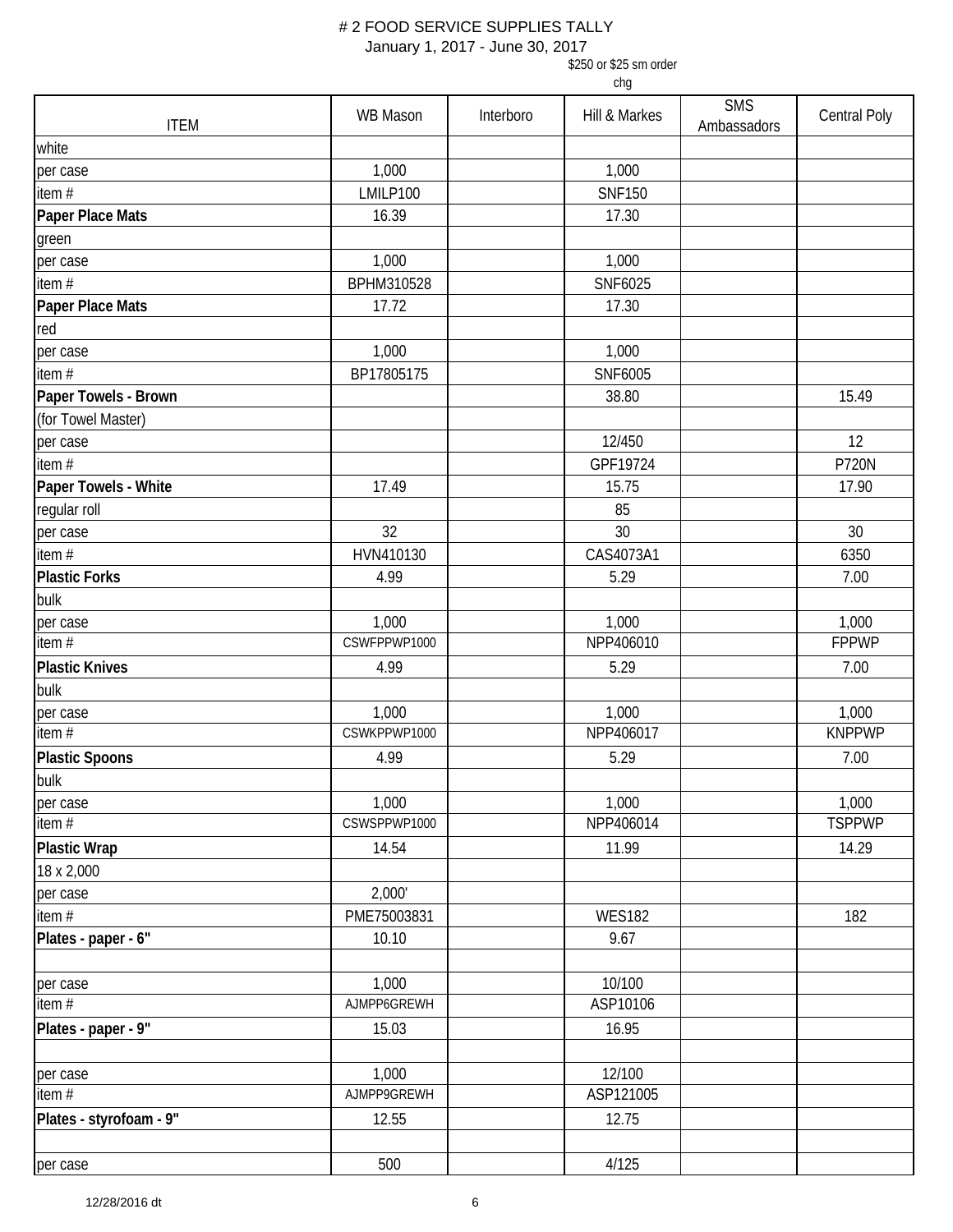# # 2 FOOD SERVICE SUPPLIES TALLY

January 1, 2017 - June 30, 2017

$250 or $25 sm order chg

| ITEM | WB Mason | Interboro | Hill & Markes | SMS Ambassadors | Central Poly |
|---|---|---|---|---|---|
| white | | | | | |
| per case | 1,000 | | 1,000 | | |
| item # | LMILP100 | | SNF150 | | |
| **Paper Place Mats** | 16.39 | | 17.30 | | |
| green | | | | | |
| per case | 1,000 | | 1,000 | | |
| item # | BPHM310528 | | SNF6025 | | |
| **Paper Place Mats** | 17.72 | | 17.30 | | |
| red | | | | | |
| per case | 1,000 | | 1,000 | | |
| item # | BP17805175 | | SNF6005 | | |
| **Paper Towels - Brown** | | | 38.80 | | 15.49 |
| (for Towel Master) | | | | | |
| per case | | | 12/450 | | 12 |
| item # | | | GPF19724 | | P720N |
| **Paper Towels - White** | 17.49 | | 15.75 | | 17.90 |
| regular roll | | | 85 | | |
| per case | 32 | | 30 | | 30 |
| item # | HVN410130 | | CAS4073A1 | | 6350 |
| **Plastic Forks** | 4.99 | | 5.29 | | 7.00 |
| bulk | | | | | |
| per case | 1,000 | | 1,000 | | 1,000 |
| item # | CSWFPPWP1000 | | NPP406010 | | FPPWP |
| **Plastic Knives** | 4.99 | | 5.29 | | 7.00 |
| bulk | | | | | |
| per case | 1,000 | | 1,000 | | 1,000 |
| item # | CSWKPPWP1000 | | NPP406017 | | KNPPWP |
| **Plastic Spoons** | 4.99 | | 5.29 | | 7.00 |
| bulk | | | | | |
| per case | 1,000 | | 1,000 | | 1,000 |
| item # | CSWSPPWP1000 | | NPP406014 | | TSPPWP |
| **Plastic Wrap** | 14.54 | | 11.99 | | 14.29 |
| 18 x 2,000 | | | | | |
| per case | 2,000' | | | | |
| item # | PME75003831 | | WES182 | | 182 |
| **Plates - paper - 6"** | 10.10 | | 9.67 | | |
| | | | | | |
| per case | 1,000 | | 10/100 | | |
| item # | AJMPP6GREWH | | ASP10106 | | |
| **Plates - paper - 9"** | 15.03 | | 16.95 | | |
| | | | | | |
| per case | 1,000 | | 12/100 | | |
| item # | AJMPP9GREWH | | ASP121005 | | |
| **Plates - styrofoam - 9"** | 12.55 | | 12.75 | | |
| | | | | | |
| per case | 500 | | 4/125 | | |

12/28/2016 dt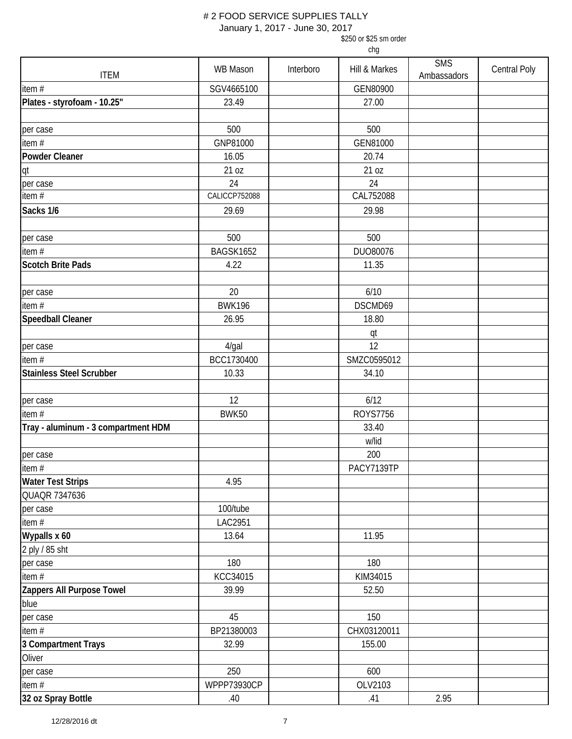# # 2 FOOD SERVICE SUPPLIES TALLY

January 1, 2017 - June 30, 2017

| ITEM | WB Mason | Interboro | Hill & Markes<br>$250 or $25 sm order chg | SMS Ambassadors | Central Poly |
|---|---|---|---|---|---|
| item # | SGV4665100 | | GEN80900 | | |
| **Plates - styrofoam - 10.25"** | 23.49 | | 27.00 | | |
| | | | | | |
| per case | 500 | | 500 | | |
| item # | GNP81000 | | GEN81000 | | |
| **Powder Cleaner** | 16.05 | | 20.74 | | |
| qt | 21 oz | | 21 oz | | |
| per case | 24 | | 24 | | |
| item # | CALICCP752088 | | CAL752088 | | |
| **Sacks 1/6** | 29.69 | | 29.98 | | |
| | | | | | |
| per case | 500 | | 500 | | |
| item # | BAGSK1652 | | DUO80076 | | |
| **Scotch Brite Pads** | 4.22 | | 11.35 | | |
| | | | | | |
| per case | 20 | | 6/10 | | |
| item # | BWK196 | | DSCMD69 | | |
| **Speedball Cleaner** | 26.95 | | 18.80 | | |
| | | | qt | | |
| per case | 4/gal | | 12 | | |
| item # | BCC1730400 | | SMZC0595012 | | |
| **Stainless Steel Scrubber** | 10.33 | | 34.10 | | |
| | | | | | |
| per case | 12 | | 6/12 | | |
| item # | BWK50 | | ROYS7756 | | |
| **Tray - aluminum - 3 compartment HDM** | | | 33.40 | | |
| | | | w/lid | | |
| per case | | | 200 | | |
| item # | | | PACY7139TP | | |
| **Water Test Strips** | 4.95 | | | | |
| QUAQR 7347636 | | | | | |
| per case | 100/tube | | | | |
| item # | LAC2951 | | | | |
| **Wypalls x 60** | 13.64 | | 11.95 | | |
| 2 ply / 85 sht | | | | | |
| per case | 180 | | 180 | | |
| item # | KCC34015 | | KIM34015 | | |
| **Zappers All Purpose Towel** | 39.99 | | 52.50 | | |
| blue | | | | | |
| per case | 45 | | 150 | | |
| item # | BP21380003 | | CHX03120011 | | |
| **3 Compartment Trays** | 32.99 | | 155.00 | | |
| Oliver | | | | | |
| per case | 250 | | 600 | | |
| item # | WPPP73930CP | | OLV2103 | | |
| **32 oz Spray Bottle** | .40 | | .41 | 2.95 | |

12/28/2016 dt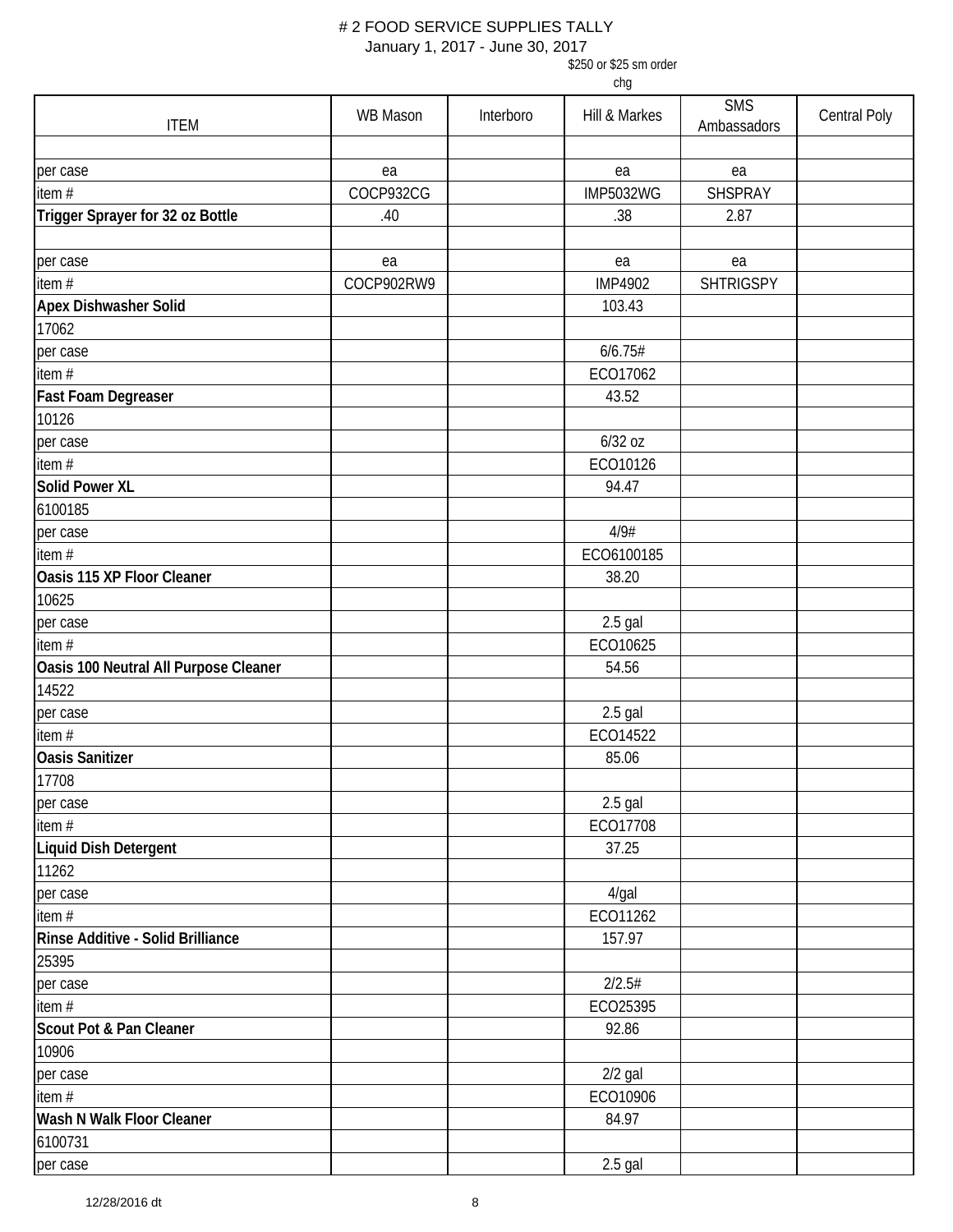# 2 FOOD SERVICE SUPPLIES TALLY

January 1, 2017 - June 30, 2017

| ITEM | WB Mason | Interboro | Hill & Markes<br>$250 or $25 sm order chg | SMS Ambassadors | Central Poly |
|---|---|---|---|---|---|
| | | | | | |
| per case | ea | | ea | ea | |
| item # | COCP932CG | | IMP5032WG | SHSPRAY | |
| **Trigger Sprayer for 32 oz Bottle** | .40 | | .38 | 2.87 | |
| | | | | | |
| per case | ea | | ea | ea | |
| item # | COCP902RW9 | | IMP4902 | SHTRIGSPY | |
| **Apex Dishwasher Solid** | | | 103.43 | | |
| 17062 | | | | | |
| per case | | | 6/6.75# | | |
| item # | | | ECO17062 | | |
| **Fast Foam Degreaser** | | | 43.52 | | |
| 10126 | | | | | |
| per case | | | 6/32 oz | | |
| item # | | | ECO10126 | | |
| **Solid Power XL** | | | 94.47 | | |
| 6100185 | | | | | |
| per case | | | 4/9# | | |
| item # | | | ECO6100185 | | |
| **Oasis 115 XP Floor Cleaner** | | | 38.20 | | |
| 10625 | | | | | |
| per case | | | 2.5 gal | | |
| item # | | | ECO10625 | | |
| **Oasis 100 Neutral All Purpose Cleaner** | | | 54.56 | | |
| 14522 | | | | | |
| per case | | | 2.5 gal | | |
| item # | | | ECO14522 | | |
| **Oasis Sanitizer** | | | 85.06 | | |
| 17708 | | | | | |
| per case | | | 2.5 gal | | |
| item # | | | ECO17708 | | |
| **Liquid Dish Detergent** | | | 37.25 | | |
| 11262 | | | | | |
| per case | | | 4/gal | | |
| item # | | | ECO11262 | | |
| **Rinse Additive - Solid Brilliance** | | | 157.97 | | |
| 25395 | | | | | |
| per case | | | 2/2.5# | | |
| item # | | | ECO25395 | | |
| **Scout Pot & Pan Cleaner** | | | 92.86 | | |
| 10906 | | | | | |
| per case | | | 2/2 gal | | |
| item # | | | ECO10906 | | |
| **Wash N Walk Floor Cleaner** | | | 84.97 | | |
| 6100731 | | | | | |
| per case | | | 2.5 gal | | |

12/28/2016 dt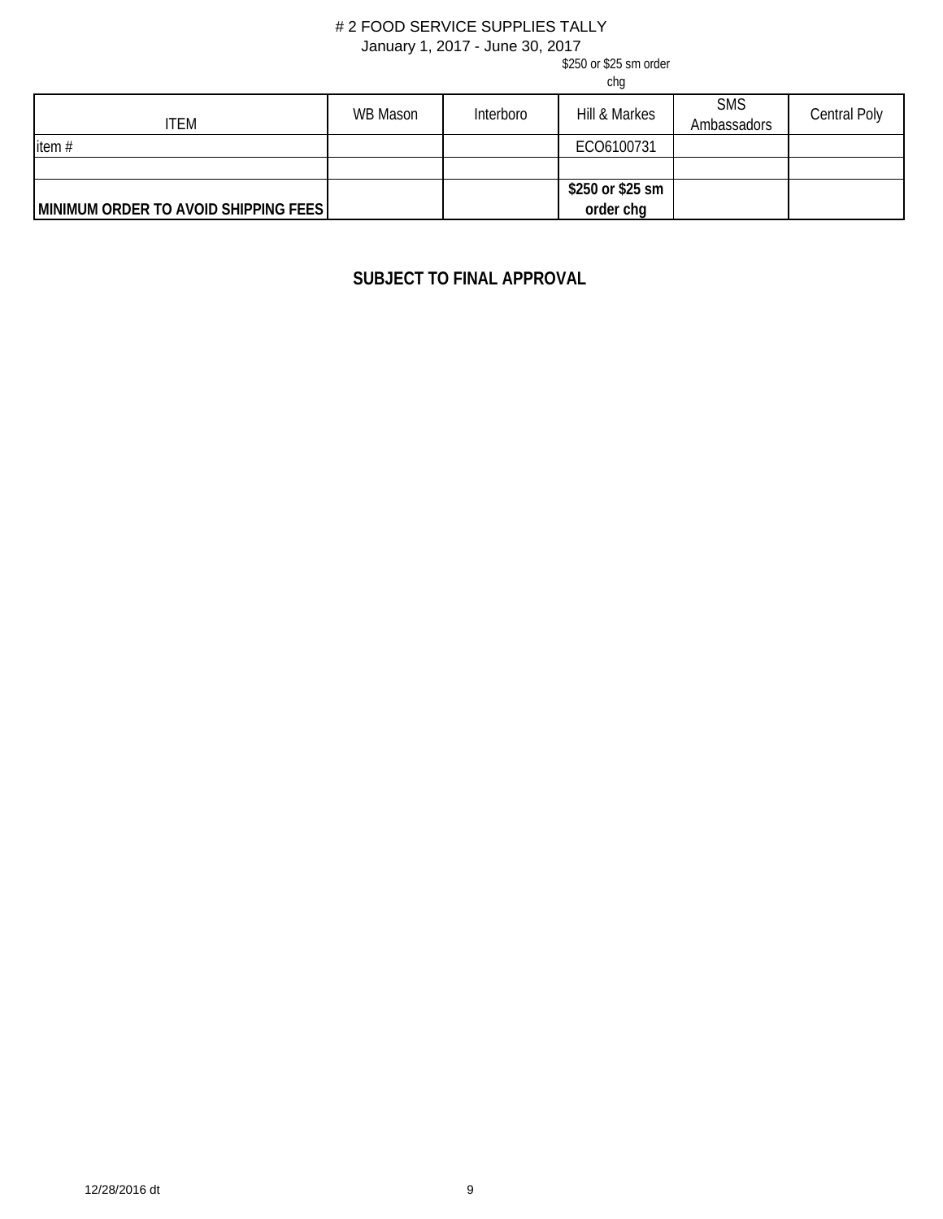# 2 FOOD SERVICE SUPPLIES TALLY

January 1, 2017 - June 30, 2017

$250 or $25 sm order chg

| ITEM | WB Mason | Interboro | Hill & Markes | SMS Ambassadors | Central Poly |
|---|---|---|---|---|---|
| item # | | | ECO6100731 | | |
| | | | | | |
| **MINIMUM ORDER TO AVOID SHIPPING FEES** | | | **$250 or $25 sm order chg** | | |

**SUBJECT TO FINAL APPROVAL**

12/28/2016 dt